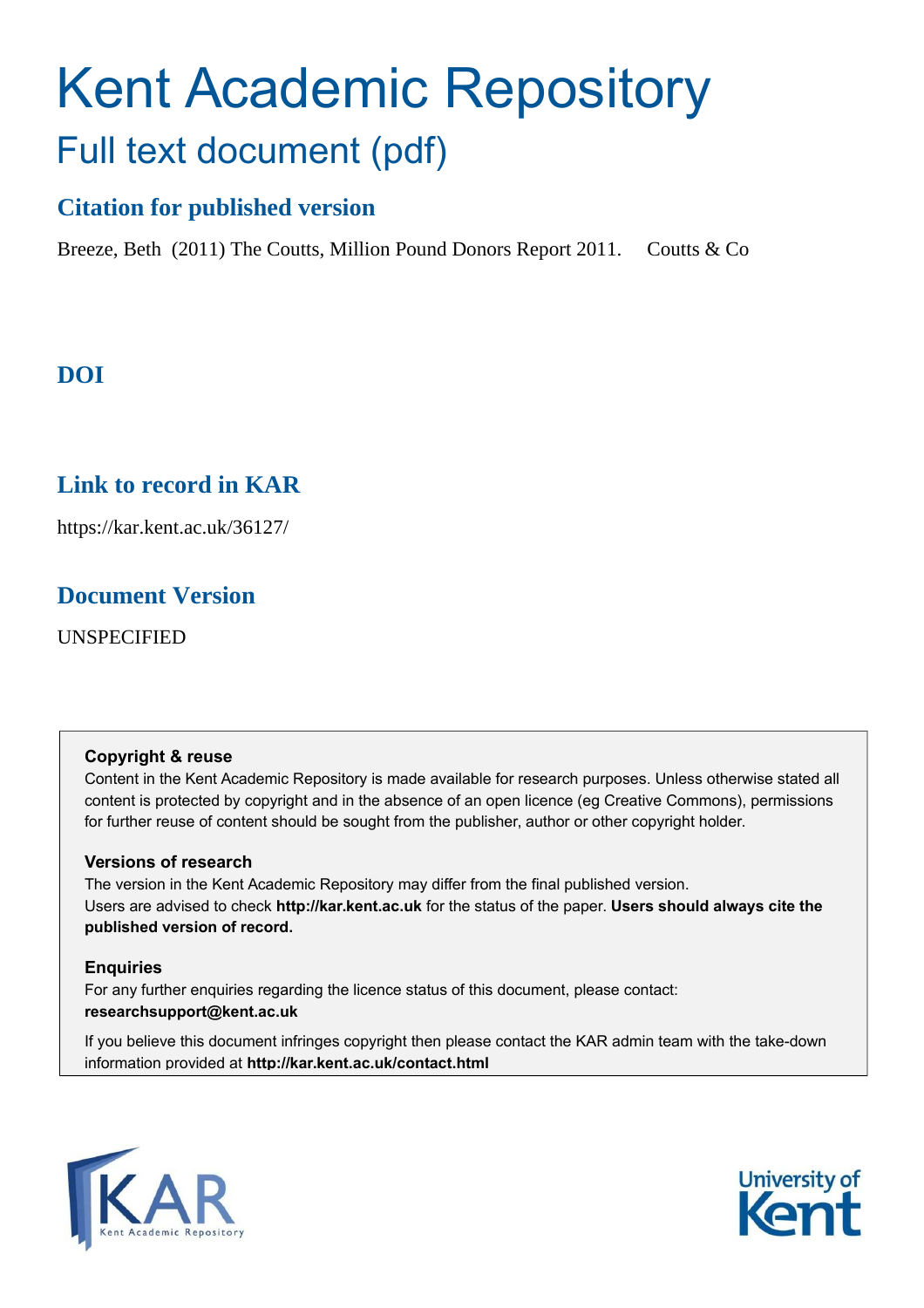# Kent Academic Repository

## Full text document (pdf)

### Citation for published version

Breeze, Beth (2011) The Coutts, Million Pound Donors Report 2011. Coutts & Co

### DOI

### Link to record in KAR

https://kar.kent.ac.uk/36127/

### Document Version

UNSPECIFIED

**Copyright & reuse**

Content in the Kent Academic Repository is made available for research purposes. Unless otherwise stated all content is protected by copyright and in the absence of an open licence (eg Creative Commons), permissions for further reuse of content should be sought from the publisher, author or other copyright holder.

**Versions of research**

The version in the Kent Academic Repository may differ from the final published version. Users are advised to check **http://kar.kent.ac.uk** for the status of the paper. **Users should always cite the published version of record.**

**Enquiries**

For any further enquiries regarding the licence status of this document, please contact: **researchsupport@kent.ac.uk**

If you believe this document infringes copyright then please contact the KAR admin team with the take-down information provided at **http://kar.kent.ac.uk/contact.html**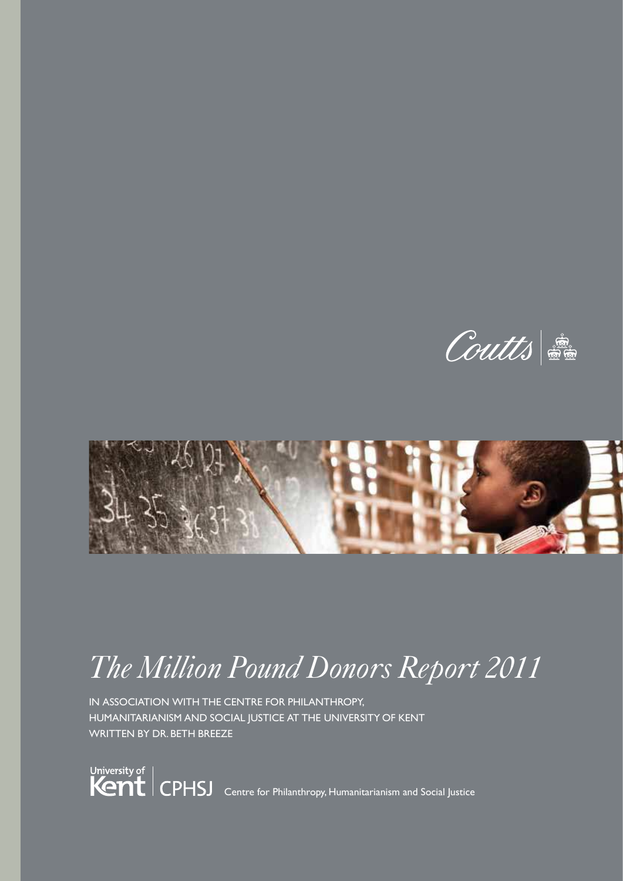Coutts

# *The Million Pound Donors Report 2011*

IN ASSOCIATION WITH THE CENTRE FOR PHILANTHROPY, HUMANITARIANISM AND SOCIAL JUSTICE AT THE UNIVERSITY OF KENT
WRITTEN BY DR. BETH BREEZE

University of Kent | CPHSJ Centre for Philanthropy, Humanitarianism and Social Justice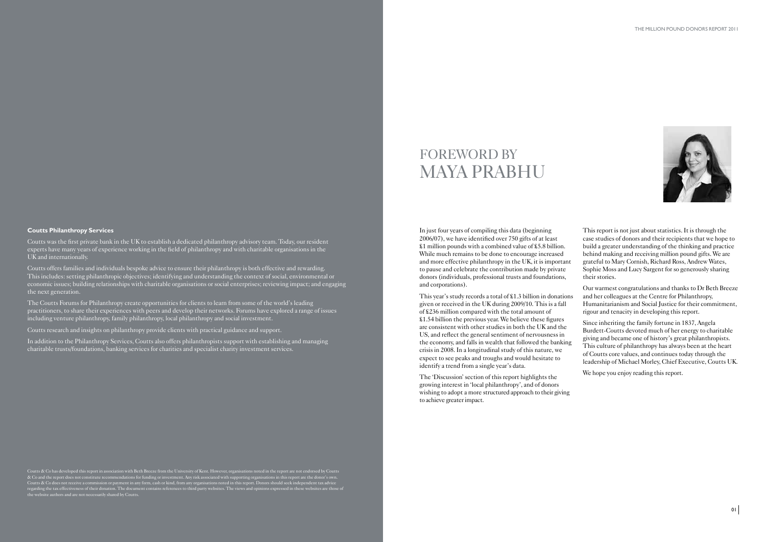# FOREWORD BY MAYA PRABHU

In just four years of compiling this data (beginning 2006/07), we have identified over 750 gifts of at least £1 million pounds with a combined value of £5.8 billion. While much remains to be done to encourage increased and more effective philanthropy in the UK, it is important to pause and celebrate the contribution made by private donors (individuals, professional trusts and foundations, and corporations).

This year's study records a total of £1.3 billion in donations given or received in the UK during 2009/10. This is a fall of £236 million compared with the total amount of £1.54 billion the previous year. We believe these figures are consistent with other studies in both the UK and the US, and reflect the general sentiment of nervousness in the economy, and falls in wealth that followed the banking crisis in 2008. In a longitudinal study of this nature, we expect to see peaks and troughs and would hesitate to identify a trend from a single year's data.

The 'Discussion' section of this report highlights the growing interest in 'local philanthropy', and of donors wishing to adopt a more structured approach to their giving to achieve greater impact.

This report is not just about statistics. It is through the case studies of donors and their recipients that we hope to build a greater understanding of the thinking and practice behind making and receiving million pound gifts. We are grateful to Mary Cornish, Richard Ross, Andrew Wates, Sophie Moss and Lucy Sargent for so generously sharing their stories.

Our warmest congratulations and thanks to Dr Beth Breeze and her colleagues at the Centre for Philanthropy, Humanitarianism and Social Justice for their commitment, rigour and tenacity in developing this report.

Since inheriting the family fortune in 1837, Angela Burdett-Coutts devoted much of her energy to charitable giving and became one of history's great philanthropists. This culture of philanthropy has always been at the heart of Coutts core values, and continues today through the leadership of Michael Morley, Chief Executive, Coutts UK.

We hope you enjoy reading this report.

**Coutts Philanthropy Services**

Coutts was the first private bank in the UK to establish a dedicated philanthropy advisory team. Today, our resident experts have many years of experience working in the field of philanthropy and with charitable organisations in the UK and internationally.

Coutts offers families and individuals bespoke advice to ensure their philanthropy is both effective and rewarding. This includes: setting philanthropic objectives; identifying and understanding the context of social, environmental or economic issues; building relationships with charitable organisations or social enterprises; reviewing impact; and engaging the next generation.

The Coutts Forums for Philanthropy create opportunities for clients to learn from some of the world's leading practitioners, to share their experiences with peers and develop their networks. Forums have explored a range of issues including venture philanthropy, family philanthropy, local philanthropy and social investment.

Coutts research and insights on philanthropy provide clients with practical guidance and support.

In addition to the Philanthropy Services, Coutts also offers philanthropists support with establishing and managing charitable trusts/foundations, banking services for charities and specialist charity investment services.

Coutts & Co has developed this report in association with Beth Breeze from the University of Kent. However, organisations noted in the report are not endorsed by Coutts & Co and the report does not constitute recommendations for funding or investment. Any risk associated with supporting organisations in this report are the donor's own. Coutts & Co does not receive a commission or payment in any form, cash or kind, from any organisations noted in this report. Donors should seek independent tax advice regarding the tax effectiveness of their donation. The document contains references to third party websites. The views and opinions expressed in these websites are those of the website authors and are not necessarily shared by Coutts.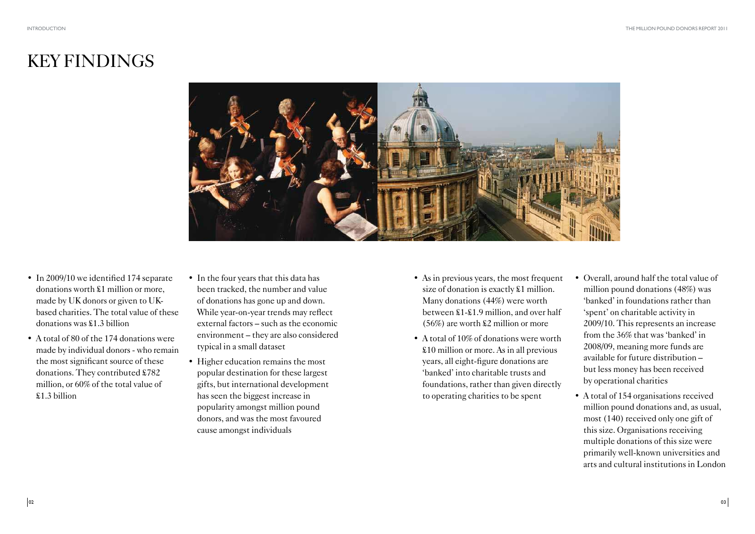# KEY FINDINGS

- In 2009/10 we identified 174 separate donations worth £1 million or more, made by UK donors or given to UK-based charities. The total value of these donations was £1.3 billion
- A total of 80 of the 174 donations were made by individual donors - who remain the most significant source of these donations. They contributed £782 million, or 60% of the total value of £1.3 billion
- In the four years that this data has been tracked, the number and value of donations has gone up and down. While year-on-year trends may reflect external factors – such as the economic environment – they are also considered typical in a small dataset
- Higher education remains the most popular destination for these largest gifts, but international development has seen the biggest increase in popularity amongst million pound donors, and was the most favoured cause amongst individuals
- As in previous years, the most frequent size of donation is exactly £1 million. Many donations (44%) were worth between £1-£1.9 million, and over half (56%) are worth £2 million or more
- A total of 10% of donations were worth £10 million or more. As in all previous years, all eight-figure donations are 'banked' into charitable trusts and foundations, rather than given directly to operating charities to be spent
- Overall, around half the total value of million pound donations (48%) was 'banked' in foundations rather than 'spent' on charitable activity in 2009/10. This represents an increase from the 36% that was 'banked' in 2008/09, meaning more funds are available for future distribution – but less money has been received by operational charities
- A total of 154 organisations received million pound donations and, as usual, most (140) received only one gift of this size. Organisations receiving multiple donations of this size were primarily well-known universities and arts and cultural institutions in London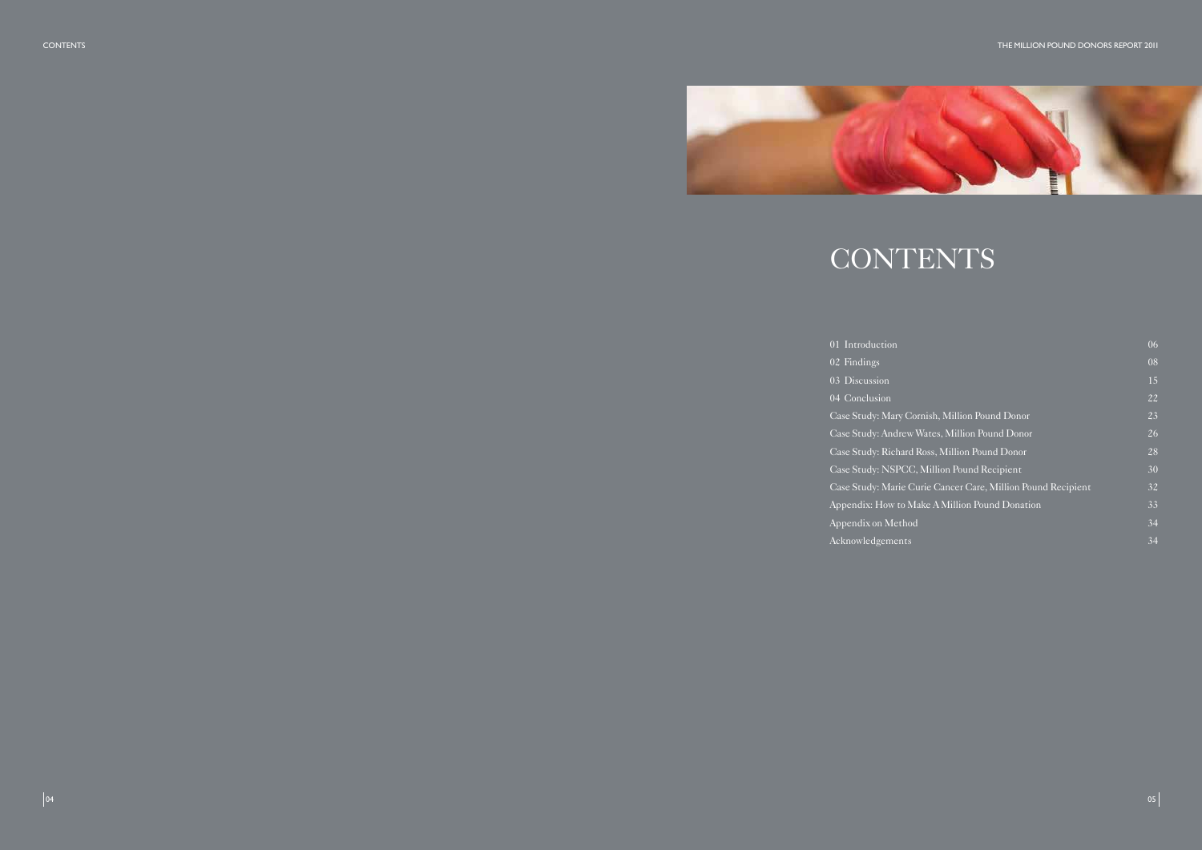# CONTENTS

| | |
|---|---|
| 01 Introduction | 06 |
| 02 Findings | 08 |
| 03 Discussion | 15 |
| 04 Conclusion | 22 |
| Case Study: Mary Cornish, Million Pound Donor | 23 |
| Case Study: Andrew Wates, Million Pound Donor | 26 |
| Case Study: Richard Ross, Million Pound Donor | 28 |
| Case Study: NSPCC, Million Pound Recipient | 30 |
| Case Study: Marie Curie Cancer Care, Million Pound Recipient | 32 |
| Appendix: How to Make A Million Pound Donation | 33 |
| Appendix on Method | 34 |
| Acknowledgements | 34 |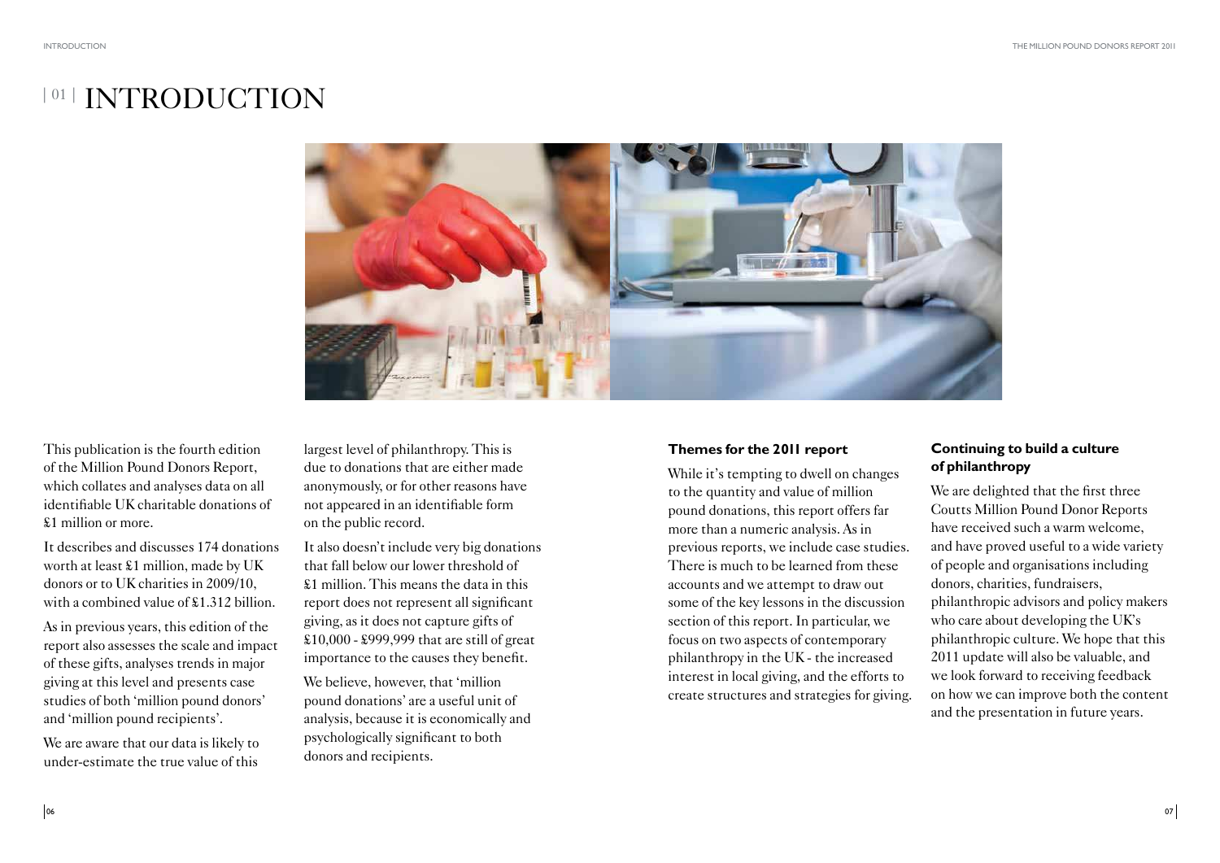# | 01 | INTRODUCTION

This publication is the fourth edition of the Million Pound Donors Report, which collates and analyses data on all identifiable UK charitable donations of £1 million or more.

It describes and discusses 174 donations worth at least £1 million, made by UK donors or to UK charities in 2009/10, with a combined value of £1.312 billion.

As in previous years, this edition of the report also assesses the scale and impact of these gifts, analyses trends in major giving at this level and presents case studies of both 'million pound donors' and 'million pound recipients'.

We are aware that our data is likely to under-estimate the true value of this largest level of philanthropy. This is due to donations that are either made anonymously, or for other reasons have not appeared in an identifiable form on the public record.

It also doesn't include very big donations that fall below our lower threshold of £1 million. This means the data in this report does not represent all significant giving, as it does not capture gifts of £10,000 - £999,999 that are still of great importance to the causes they benefit.

We believe, however, that 'million pound donations' are a useful unit of analysis, because it is economically and psychologically significant to both donors and recipients.

### Themes for the 2011 report

While it's tempting to dwell on changes to the quantity and value of million pound donations, this report offers far more than a numeric analysis. As in previous reports, we include case studies. There is much to be learned from these accounts and we attempt to draw out some of the key lessons in the discussion section of this report. In particular, we focus on two aspects of contemporary philanthropy in the UK - the increased interest in local giving, and the efforts to create structures and strategies for giving.

### Continuing to build a culture of philanthropy

We are delighted that the first three Coutts Million Pound Donor Reports have received such a warm welcome, and have proved useful to a wide variety of people and organisations including donors, charities, fundraisers, philanthropic advisors and policy makers who care about developing the UK's philanthropic culture. We hope that this 2011 update will also be valuable, and we look forward to receiving feedback on how we can improve both the content and the presentation in future years.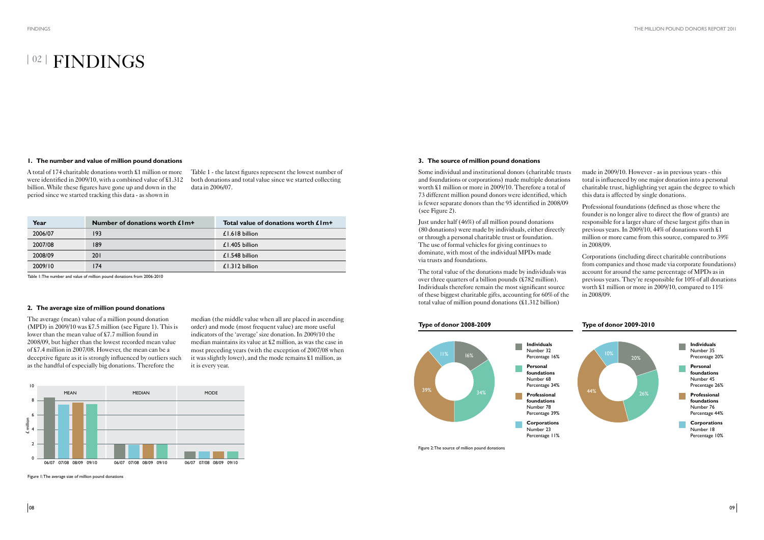# | 02 | FINDINGS

### 1. The number and value of million pound donations

A total of 174 charitable donations worth £1 million or more were identified in 2009/10, with a combined value of £1.312 billion. While these figures have gone up and down in the period since we started tracking this data - as shown in Table 1 - the latest figures represent the lowest number of both donations and total value since we started collecting data in 2006/07.

| Year | Number of donations worth £1m+ | Total value of donations worth £1m+ |
|---|---|---|
| 2006/07 | 193 | £1.618 billion |
| 2007/08 | 189 | £1.405 billion |
| 2008/09 | 201 | £1.548 billion |
| 2009/10 | 174 | £1.312 billion |

Table 1: The number and value of million pound donations from 2006-2010

### 2. The average size of million pound donations

The average (mean) value of a million pound donation (MPD) in 2009/10 was £7.5 million (see Figure 1). This is lower than the mean value of £7.7 million found in 2008/09, but higher than the lowest recorded mean value of £7.4 million in 2007/08. However, the mean can be a deceptive figure as it is strongly influenced by outliers such as the handful of especially big donations. Therefore the median (the middle value when all are placed in ascending order) and mode (most frequent value) are more useful indicators of the 'average' size donation. In 2009/10 the median maintains its value at £2 million, as was the case in most preceding years (with the exception of 2007/08 when it was slightly lower), and the mode remains £1 million, as it is every year.

Figure 1: The average size of million pound donations

### 3. The source of million pound donations

Some individual and institutional donors (charitable trusts and foundations or corporations) made multiple donations worth £1 million or more in 2009/10. Therefore a total of 73 different million pound donors were identified, which is fewer separate donors than the 95 identified in 2008/09 (see Figure 2).

Just under half (46%) of all million pound donations (80 donations) were made by individuals, either directly or through a personal charitable trust or foundation. The use of formal vehicles for giving continues to dominate, with most of the individual MPDs made via trusts and foundations.

The total value of the donations made by individuals was over three quarters of a billion pounds (£782 million). Individuals therefore remain the most significant source of these biggest charitable gifts, accounting for 60% of the total value of million pound donations (£1.312 billion) made in 2009/10. However - as in previous years - this total is influenced by one major donation into a personal charitable trust, highlighting yet again the degree to which this data is affected by single donations.

Professional foundations (defined as those where the founder is no longer alive to direct the flow of grants) are responsible for a larger share of these largest gifts than in previous years. In 2009/10, 44% of donations worth £1 million or more came from this source, compared to 39% in 2008/09.

Corporations (including direct charitable contributions from companies and those made via corporate foundations) account for around the same percentage of MPDs as in previous years. They're responsible for 10% of all donations worth £1 million or more in 2009/10, compared to 11% in 2008/09.

**Type of donor 2008-2009**

| Type of donor | Number | Percentage |
|---|---|---|
| Individuals | 32 | 16% |
| Personal foundations | 68 | 34% |
| Professional foundations | 78 | 39% |
| Corporations | 23 | 11% |

**Type of donor 2009-2010**

| Type of donor | Number | Precentage |
|---|---|---|
| Individuals | 35 | 20% |
| Personal foundations | 45 | 26% |
| Professional foundations | 76 | 44% |
| Corporations | 18 | 10% |

Figure 2: The source of million pound donations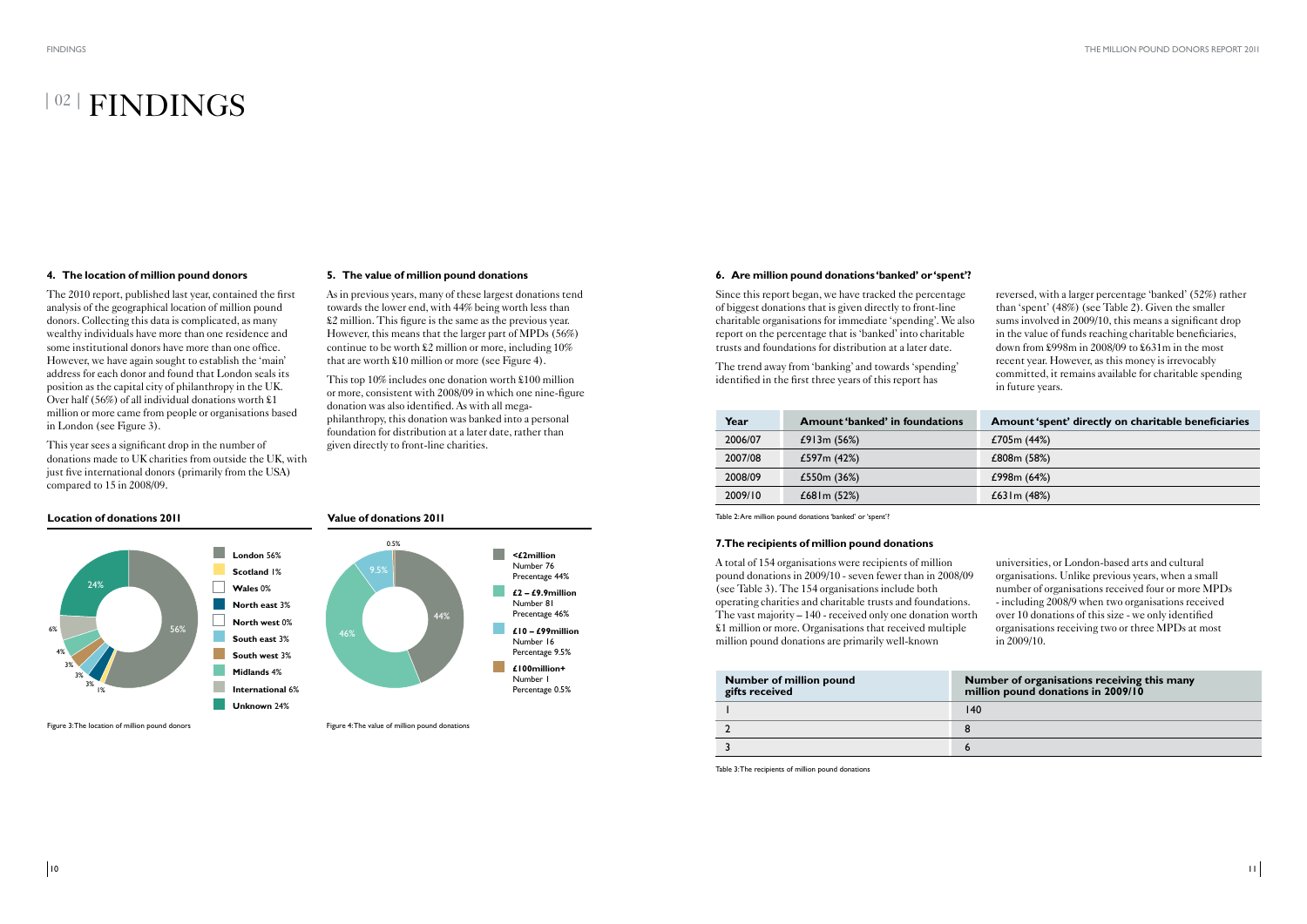# | 02 | FINDINGS

### 4. The location of million pound donors

The 2010 report, published last year, contained the first analysis of the geographical location of million pound donors. Collecting this data is complicated, as many wealthy individuals have more than one residence and some institutional donors have more than one office. However, we have again sought to establish the 'main' address for each donor and found that London seals its position as the capital city of philanthropy in the UK. Over half (56%) of all individual donations worth £1 million or more came from people or organisations based in London (see Figure 3).

This year sees a significant drop in the number of donations made to UK charities from outside the UK, with just five international donors (primarily from the USA) compared to 15 in 2008/09.

**Location of donations 2011**

- London 56%
- Scotland 1%
- Wales 0%
- North east 3%
- North west 0%
- South east 3%
- South west 3%
- Midlands 4%
- International 6%
- Unknown 24%

Figure 3: The location of million pound donors

### 5. The value of million pound donations

As in previous years, many of these largest donations tend towards the lower end, with 44% being worth less than £2 million. This figure is the same as the previous year. However, this means that the larger part of MPDs (56%) continue to be worth £2 million or more, including 10% that are worth £10 million or more (see Figure 4).

This top 10% includes one donation worth £100 million or more, consistent with 2008/09 in which one nine-figure donation was also identified. As with all mega-philanthropy, this donation was banked into a personal foundation for distribution at a later date, rather than given directly to front-line charities.

**Value of donations 2011**

- <£2million: Number 76, Precentage 44%
- £2 – £9.9million: Number 81, Precentage 46%
- £10 – £99million: Number 16, Percentage 9.5%
- £100million+: Number 1, Percentage 0.5%

Figure 4: The value of million pound donations

### 6. Are million pound donations 'banked' or 'spent'?

Since this report began, we have tracked the percentage of biggest donations that is given directly to front-line charitable organisations for immediate 'spending'. We also report on the percentage that is 'banked' into charitable trusts and foundations for distribution at a later date.

The trend away from 'banking' and towards 'spending' identified in the first three years of this report has reversed, with a larger percentage 'banked' (52%) rather than 'spent' (48%) (see Table 2). Given the smaller sums involved in 2009/10, this means a significant drop in the value of funds reaching charitable beneficiaries, down from £998m in 2008/09 to £631m in the most recent year. However, as this money is irrevocably committed, it remains available for charitable spending in future years.

| Year | Amount 'banked' in foundations | Amount 'spent' directly on charitable beneficiaries |
|---|---|---|
| 2006/07 | £913m (56%) | £705m (44%) |
| 2007/08 | £597m (42%) | £808m (58%) |
| 2008/09 | £550m (36%) | £998m (64%) |
| 2009/10 | £681m (52%) | £631m (48%) |

Table 2: Are million pound donations 'banked' or 'spent'?

### 7. The recipients of million pound donations

A total of 154 organisations were recipients of million pound donations in 2009/10 - seven fewer than in 2008/09 (see Table 3). The 154 organisations include both operating charities and charitable trusts and foundations. The vast majority – 140 - received only one donation worth £1 million or more. Organisations that received multiple million pound donations are primarily well-known universities, or London-based arts and cultural organisations. Unlike previous years, when a small number of organisations received four or more MPDs - including 2008/9 when two organisations received over 10 donations of this size - we only identified organisations receiving two or three MPDs at most in 2009/10.

| Number of million pound gifts received | Number of organisations receiving this many million pound donations in 2009/10 |
|---|---|
| 1 | 140 |
| 2 | 8 |
| 3 | 6 |

Table 3: The recipients of million pound donations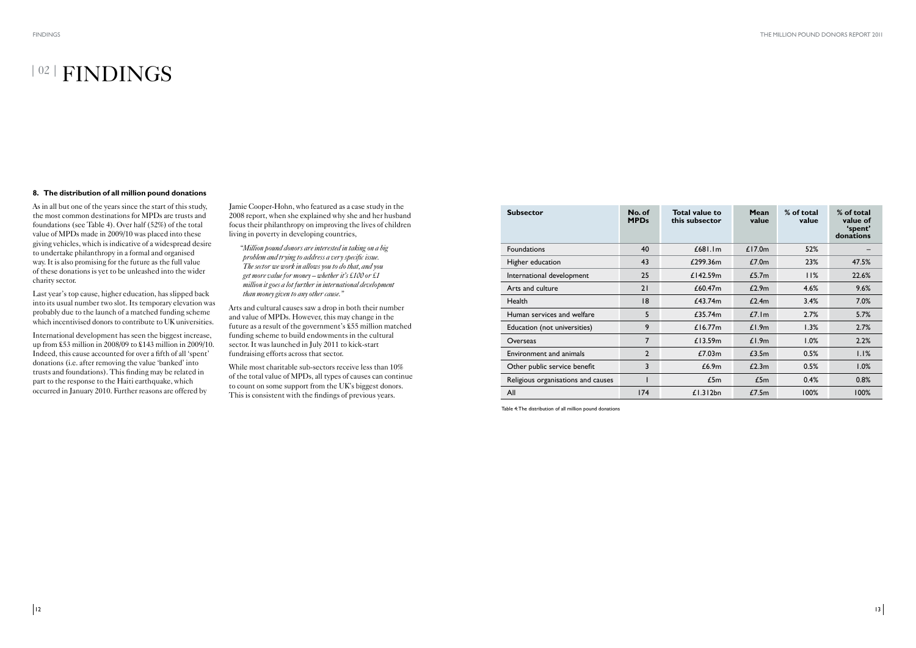# | 02 | FINDINGS

### 8. The distribution of all million pound donations

As in all but one of the years since the start of this study, the most common destinations for MPDs are trusts and foundations (see Table 4). Over half (52%) of the total value of MPDs made in 2009/10 was placed into these giving vehicles, which is indicative of a widespread desire to undertake philanthropy in a formal and organised way. It is also promising for the future as the full value of these donations is yet to be unleashed into the wider charity sector.

Last year's top cause, higher education, has slipped back into its usual number two slot. Its temporary elevation was probably due to the launch of a matched funding scheme which incentivised donors to contribute to UK universities.

International development has seen the biggest increase, up from £53 million in 2008/09 to £143 million in 2009/10. Indeed, this cause accounted for over a fifth of all 'spent' donations (i.e. after removing the value 'banked' into trusts and foundations). This finding may be related in part to the response to the Haiti earthquake, which occurred in January 2010. Further reasons are offered by Jamie Cooper-Hohn, who featured as a case study in the 2008 report, when she explained why she and her husband focus their philanthropy on improving the lives of children living in poverty in developing countries,

> *"Million pound donors are interested in taking on a big problem and trying to address a very specific issue. The sector we work in allows you to do that, and you get more value for money – whether it's £100 or £1 million it goes a lot further in international development than money given to any other cause."*

Arts and cultural causes saw a drop in both their number and value of MPDs. However, this may change in the future as a result of the government's £55 million matched funding scheme to build endowments in the cultural sector. It was launched in July 2011 to kick-start fundraising efforts across that sector.

While most charitable sub-sectors receive less than 10% of the total value of MPDs, all types of causes can continue to count on some support from the UK's biggest donors. This is consistent with the findings of previous years.

| Subsector | No. of MPDs | Total value to this subsector | Mean value | % of total value | % of total value of 'spent' donations |
|---|---|---|---|---|---|
| Foundations | 40 | £681.1m | £17.0m | 52% | – |
| Higher education | 43 | £299.36m | £7.0m | 23% | 47.5% |
| International development | 25 | £142.59m | £5.7m | 11% | 22.6% |
| Arts and culture | 21 | £60.47m | £2.9m | 4.6% | 9.6% |
| Health | 18 | £43.74m | £2.4m | 3.4% | 7.0% |
| Human services and welfare | 5 | £35.74m | £7.1m | 2.7% | 5.7% |
| Education (not universities) | 9 | £16.77m | £1.9m | 1.3% | 2.7% |
| Overseas | 7 | £13.59m | £1.9m | 1.0% | 2.2% |
| Environment and animals | 2 | £7.03m | £3.5m | 0.5% | 1.1% |
| Other public service benefit | 3 | £6.9m | £2.3m | 0.5% | 1.0% |
| Religious organisations and causes | 1 | £5m | £5m | 0.4% | 0.8% |
| All | 174 | £1.312bn | £7.5m | 100% | 100% |

Table 4: The distribution of all million pound donations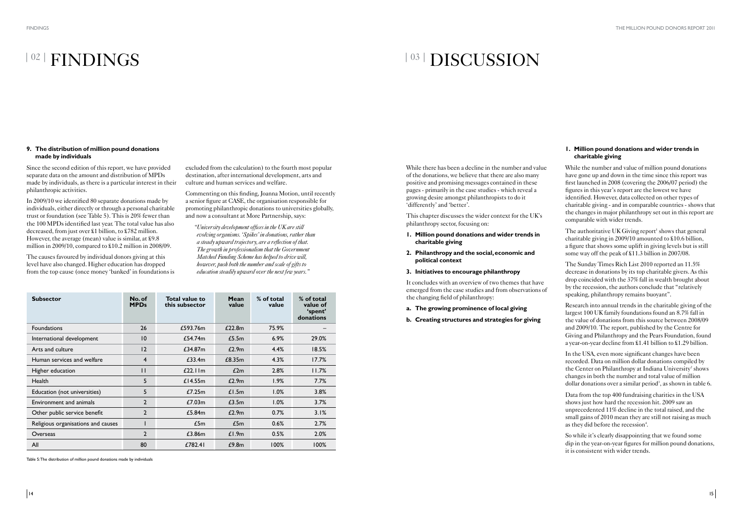# | 02 | FINDINGS

### 9. The distribution of million pound donations made by individuals

Since the second edition of this report, we have provided separate data on the amount and distribution of MPDs made by individuals, as there is a particular interest in their philanthropic activities.

In 2009/10 we identified 80 separate donations made by individuals, either directly or through a personal charitable trust or foundation (see Table 5). This is 20% fewer than the 100 MPDs identified last year. The total value has also decreased, from just over £1 billion, to £782 million. However, the average (mean) value is similar, at £9.8 million in 2009/10, compared to £10.2 million in 2008/09.

The causes favoured by individual donors giving at this level have also changed. Higher education has dropped from the top cause (once money 'banked' in foundations is excluded from the calculation) to the fourth most popular destination, after international development, arts and culture and human services and welfare.

Commenting on this finding, Joanna Motion, until recently a senior figure at CASE, the organisation responsible for promoting philanthropic donations to universities globally, and now a consultant at More Partnership, says:

> *"University development offices in the UK are still evolving organisms. 'Spikes' in donations, rather than a steady upward trajectory, are a reflection of that. The growth in professionalism that the Government Matched Funding Scheme has helped to drive will, however, push both the number and scale of gifts to education steadily upward over the next few years."*

| Subsector | No. of MPDs | Total value to this subsector | Mean value | % of total value | % of total value of 'spent' donations |
|---|---|---|---|---|---|
| Foundations | 26 | £593.76m | £22.8m | 75.9% | – |
| International development | 10 | £54.74m | £5.5m | 6.9% | 29.0% |
| Arts and culture | 12 | £34.87m | £2.9m | 4.4% | 18.5% |
| Human services and welfare | 4 | £33.4m | £8.35m | 4.3% | 17.7% |
| Higher education | 11 | £22.11m | £2m | 2.8% | 11.7% |
| Health | 5 | £14.55m | £2.9m | 1.9% | 7.7% |
| Education (not universities) | 5 | £7.25m | £1.5m | 1.0% | 3.8% |
| Environment and animals | 2 | £7.03m | £3.5m | 1.0% | 3.7% |
| Other public service benefit | 2 | £5.84m | £2.9m | 0.7% | 3.1% |
| Religious organisations and causes | 1 | £5m | £5m | 0.6% | 2.7% |
| Overseas | 2 | £3.86m | £1.9m | 0.5% | 2.0% |
| All | 80 | £782.41 | £9.8m | 100% | 100% |

Table 5: The distribution of million pound donations made by individuals

# | 03 | DISCUSSION

While there has been a decline in the number and value of the donations, we believe that there are also many positive and promising messages contained in these pages - primarily in the case studies - which reveal a growing desire amongst philanthropists to do it 'differently' and 'better'.

This chapter discusses the wider context for the UK's philanthropy sector, focusing on:

1. **Million pound donations and wider trends in charitable giving**
2. **Philanthropy and the social, economic and political context**
3. **Initiatives to encourage philanthropy**

It concludes with an overview of two themes that have emerged from the case studies and from observations of the changing field of philanthropy:

a. **The growing prominence of local giving**

b. **Creating structures and strategies for giving**

### 1. Million pound donations and wider trends in charitable giving

While the number and value of million pound donations have gone up and down in the time since this report was first launched in 2008 (covering the 2006/07 period) the figures in this year's report are the lowest we have identified. However, data collected on other types of charitable giving - and in comparable countries - shows that the changes in major philanthropy set out in this report are comparable with wider trends.

The authoritative UK Giving report[1] shows that general charitable giving in 2009/10 amounted to £10.6 billion, a figure that shows some uplift in giving levels but is still some way off the peak of £11.3 billion in 2007/08.

The Sunday Times Rich List 2010 reported an 11.5% decrease in donations by its top charitable givers. As this drop coincided with the 37% fall in wealth brought about by the recession, the authors conclude that "relatively speaking, philanthropy remains buoyant".

Research into annual trends in the charitable giving of the largest 100 UK family foundations found an 8.7% fall in the value of donations from this source between 2008/09 and 2009/10. The report, published by the Centre for Giving and Philanthropy and the Pears Foundation, found a year-on-year decline from £1.41 billion to £1.29 billion.

In the USA, even more significant changes have been recorded. Data on million dollar donations compiled by the Center on Philanthropy at Indiana University[2] shows changes in both the number and total value of million dollar donations over a similar period[3], as shown in table 6.

Data from the top 400 fundraising charities in the USA shows just how hard the recession hit. 2009 saw an unprecedented 11% decline in the total raised, and the small gains of 2010 mean they are still not raising as much as they did before the recession[4].

So while it's clearly disappointing that we found some dip in the year-on-year figures for million pound donations, it is consistent with wider trends.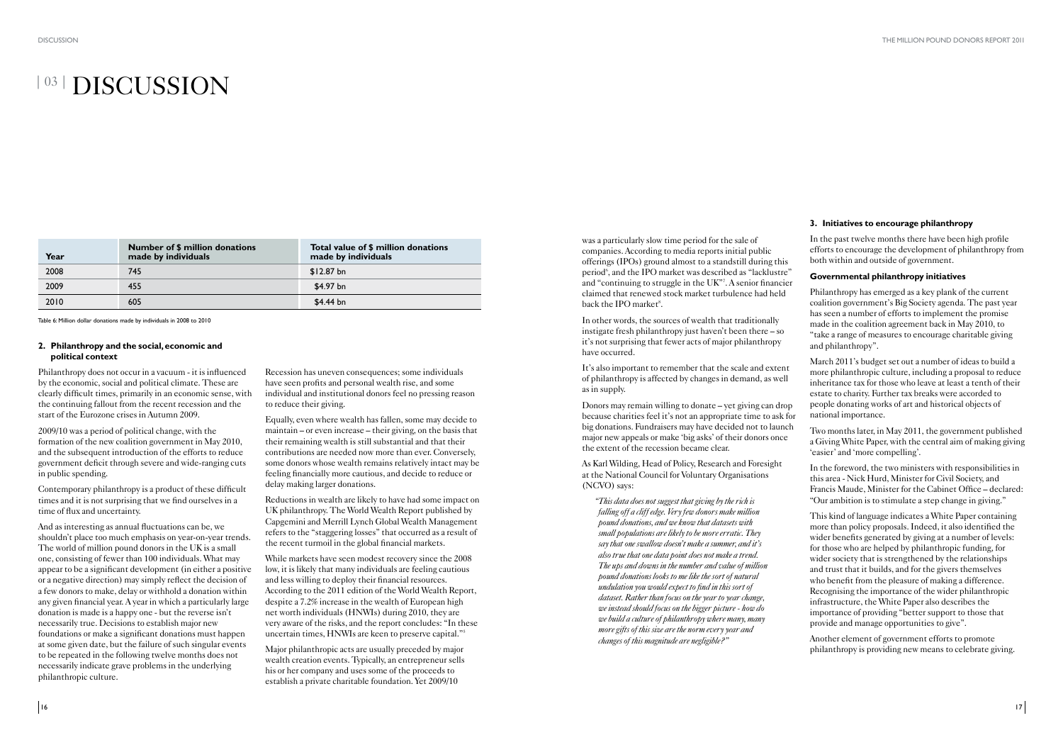# | 03 | DISCUSSION

| Year | Number of $ million donations made by individuals | Total value of $ million donations made by individuals |
|---|---|---|
| 2008 | 745 | $12.87 bn |
| 2009 | 455 | $4.97 bn |
| 2010 | 605 | $4.44 bn |

Table 6: Million dollar donations made by individuals in 2008 to 2010

### 2. Philanthropy and the social, economic and political context

Philanthropy does not occur in a vacuum - it is influenced by the economic, social and political climate. These are clearly difficult times, primarily in an economic sense, with the continuing fallout from the recent recession and the start of the Eurozone crises in Autumn 2009.

2009/10 was a period of political change, with the formation of the new coalition government in May 2010, and the subsequent introduction of the efforts to reduce government deficit through severe and wide-ranging cuts in public spending.

Contemporary philanthropy is a product of these difficult times and it is not surprising that we find ourselves in a time of flux and uncertainty.

And as interesting as annual fluctuations can be, we shouldn't place too much emphasis on year-on-year trends. The world of million pound donors in the UK is a small one, consisting of fewer than 100 individuals. What may appear to be a significant development (in either a positive or a negative direction) may simply reflect the decision of a few donors to make, delay or withhold a donation within any given financial year. A year in which a particularly large donation is made is a happy one - but the reverse isn't necessarily true. Decisions to establish major new foundations or make a significant donations must happen at some given date, but the failure of such singular events to be repeated in the following twelve months does not necessarily indicate grave problems in the underlying philanthropic culture.

Recession has uneven consequences; some individuals have seen profits and personal wealth rise, and some individual and institutional donors feel no pressing reason to reduce their giving.

Equally, even where wealth has fallen, some may decide to maintain – or even increase – their giving, on the basis that their remaining wealth is still substantial and that their contributions are needed now more than ever. Conversely, some donors whose wealth remains relatively intact may be feeling financially more cautious, and decide to reduce or delay making larger donations.

Reductions in wealth are likely to have had some impact on UK philanthropy. The World Wealth Report published by Capgemini and Merrill Lynch Global Wealth Management refers to the "staggering losses" that occurred as a result of the recent turmoil in the global financial markets.

While markets have seen modest recovery since the 2008 low, it is likely that many individuals are feeling cautious and less willing to deploy their financial resources. According to the 2011 edition of the World Wealth Report, despite a 7.2% increase in the wealth of European high net worth individuals (HNWIs) during 2010, they are very aware of the risks, and the report concludes: "In these uncertain times, HNWIs are keen to preserve capital."[5]

Major philanthropic acts are usually preceded by major wealth creation events. Typically, an entrepreneur sells his or her company and uses some of the proceeds to establish a private charitable foundation. Yet 2009/10 was a particularly slow time period for the sale of companies. According to media reports initial public offerings (IPOs) ground almost to a standstill during this period[6], and the IPO market was described as "lacklustre" and "continuing to struggle in the UK"[7]. A senior financier claimed that renewed stock market turbulence had held back the IPO market[8].

In other words, the sources of wealth that traditionally instigate fresh philanthropy just haven't been there – so it's not surprising that fewer acts of major philanthropy have occurred.

It's also important to remember that the scale and extent of philanthropy is affected by changes in demand, as well as in supply.

Donors may remain willing to donate – yet giving can drop because charities feel it's not an appropriate time to ask for big donations. Fundraisers may have decided not to launch major new appeals or make 'big asks' of their donors once the extent of the recession became clear.

As Karl Wilding, Head of Policy, Research and Foresight at the National Council for Voluntary Organisations (NCVO) says:

> *"This data does not suggest that giving by the rich is falling off a cliff edge. Very few donors make million pound donations, and we know that datasets with small populations are likely to be more erratic. They say that one swallow doesn't make a summer, and it's also true that one data point does not make a trend. The ups and downs in the number and value of million pound donations looks to me like the sort of natural undulation you would expect to find in this sort of dataset. Rather than focus on the year to year change, we instead should focus on the bigger picture - how do we build a culture of philanthropy where many, many more gifts of this size are the norm every year and changes of this magnitude are negligible?"*

### 3. Initiatives to encourage philanthropy

In the past twelve months there have been high profile efforts to encourage the development of philanthropy from both within and outside of government.

#### Governmental philanthropy initiatives

Philanthropy has emerged as a key plank of the current coalition government's Big Society agenda. The past year has seen a number of efforts to implement the promise made in the coalition agreement back in May 2010, to "take a range of measures to encourage charitable giving and philanthropy".

March 2011's budget set out a number of ideas to build a more philanthropic culture, including a proposal to reduce inheritance tax for those who leave at least a tenth of their estate to charity. Further tax breaks were accorded to people donating works of art and historical objects of national importance.

Two months later, in May 2011, the government published a Giving White Paper, with the central aim of making giving 'easier' and 'more compelling'.

In the foreword, the two ministers with responsibilities in this area - Nick Hurd, Minister for Civil Society, and Francis Maude, Minister for the Cabinet Office – declared: "Our ambition is to stimulate a step change in giving."

This kind of language indicates a White Paper containing more than policy proposals. Indeed, it also identified the wider benefits generated by giving at a number of levels: for those who are helped by philanthropic funding, for wider society that is strengthened by the relationships and trust that it builds, and for the givers themselves who benefit from the pleasure of making a difference. Recognising the importance of the wider philanthropic infrastructure, the White Paper also describes the importance of providing "better support to those that provide and manage opportunities to give".

Another element of government efforts to promote philanthropy is providing new means to celebrate giving.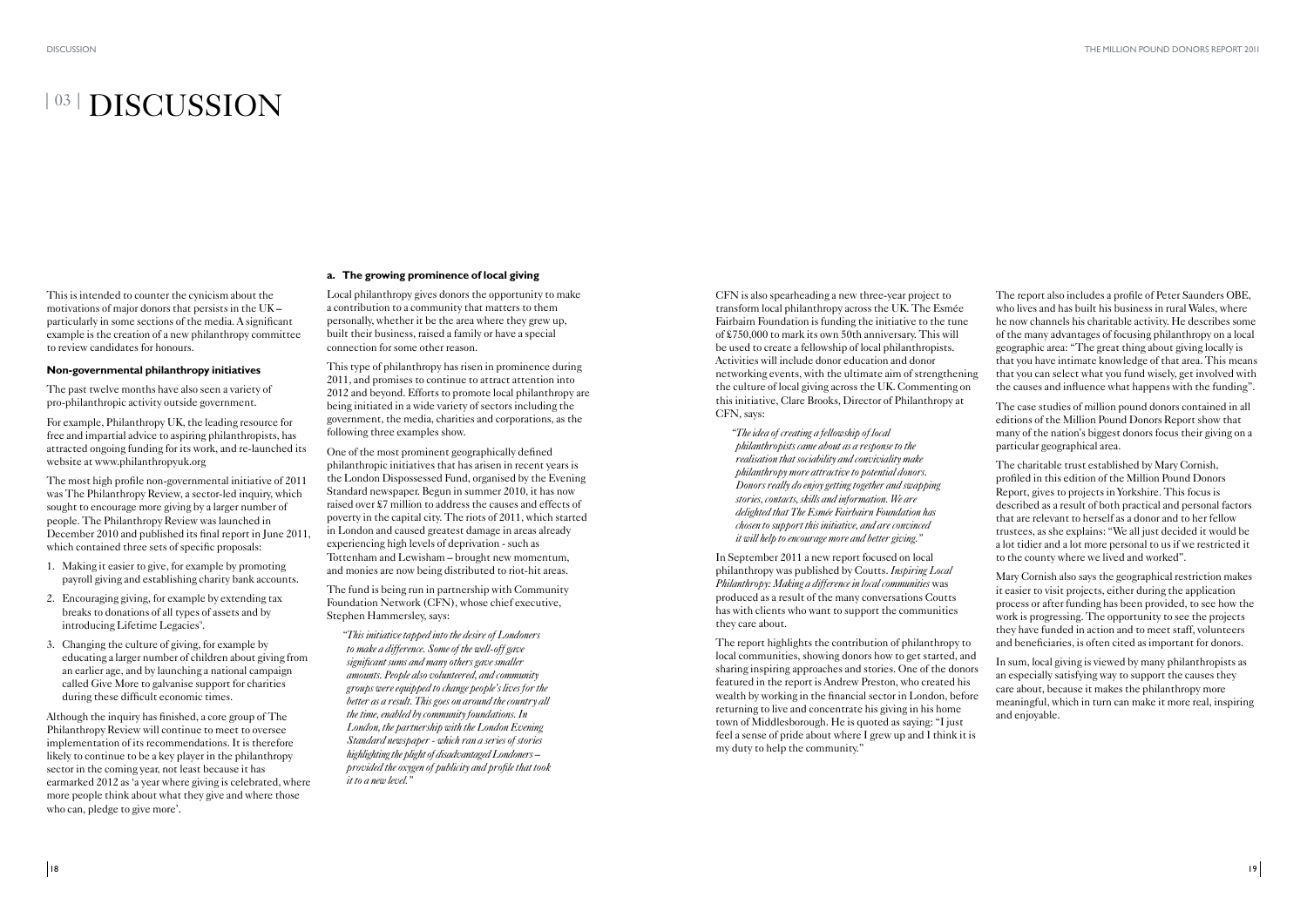# | 03 | DISCUSSION

This is intended to counter the cynicism about the motivations of major donors that persists in the UK – particularly in some sections of the media. A significant example is the creation of a new philanthropy committee to review candidates for honours.

### Non-governmental philanthropy initiatives

The past twelve months have also seen a variety of pro-philanthropic activity outside government.

For example, Philanthropy UK, the leading resource for free and impartial advice to aspiring philanthropists, has attracted ongoing funding for its work, and re-launched its website at www.philanthropyuk.org

The most high profile non-governmental initiative of 2011 was The Philanthropy Review, a sector-led inquiry, which sought to encourage more giving by a larger number of people. The Philanthropy Review was launched in December 2010 and published its final report in June 2011, which contained three sets of specific proposals:

1. Making it easier to give, for example by promoting payroll giving and establishing charity bank accounts.
2. Encouraging giving, for example by extending tax breaks to donations of all types of assets and by introducing Lifetime Legacies[v].
3. Changing the culture of giving, for example by educating a larger number of children about giving from an earlier age, and by launching a national campaign called Give More to galvanise support for charities during these difficult economic times.

Although the inquiry has finished, a core group of The Philanthropy Review will continue to meet to oversee implementation of its recommendations. It is therefore likely to continue to be a key player in the philanthropy sector in the coming year, not least because it has earmarked 2012 as 'a year where giving is celebrated, where more people think about what they give and where those who can, pledge to give more'.

### a. The growing prominence of local giving

Local philanthropy gives donors the opportunity to make a contribution to a community that matters to them personally, whether it be the area where they grew up, built their business, raised a family or have a special connection for some other reason.

This type of philanthropy has risen in prominence during 2011, and promises to continue to attract attention into 2012 and beyond. Efforts to promote local philanthropy are being initiated in a wide variety of sectors including the government, the media, charities and corporations, as the following three examples show.

One of the most prominent geographically defined philanthropic initiatives that has arisen in recent years is the London Dispossessed Fund, organised by the Evening Standard newspaper. Begun in summer 2010, it has now raised over £7 million to address the causes and effects of poverty in the capital city. The riots of 2011, which started in London and caused greatest damage in areas already experiencing high levels of deprivation - such as Tottenham and Lewisham – brought new momentum, and monies are now being distributed to riot-hit areas.

The fund is being run in partnership with Community Foundation Network (CFN), whose chief executive, Stephen Hammersley, says:

> *"This initiative tapped into the desire of Londoners to make a difference. Some of the well-off gave significant sums and many others gave smaller amounts. People also volunteered, and community groups were equipped to change people's lives for the better as a result. This goes on around the country all the time, enabled by community foundations. In London, the partnership with the London Evening Standard newspaper - which ran a series of stories highlighting the plight of disadvantaged Londoners – provided the oxygen of publicity and profile that took it to a new level."*

CFN is also spearheading a new three-year project to transform local philanthropy across the UK. The Esmée Fairbairn Foundation is funding the initiative to the tune of £750,000 to mark its own 50th anniversary. This will be used to create a fellowship of local philanthropists. Activities will include donor education and donor networking events, with the ultimate aim of strengthening the culture of local giving across the UK. Commenting on this initiative, Clare Brooks, Director of Philanthropy at CFN, says:

> *"The idea of creating a fellowship of local philanthropists came about as a response to the realisation that sociability and conviviality make philanthropy more attractive to potential donors. Donors really do enjoy getting together and swapping stories, contacts, skills and information. We are delighted that The Esmée Fairbairn Foundation has chosen to support this initiative, and are convinced it will help to encourage more and better giving."*

In September 2011 a new report focused on local philanthropy was published by Coutts. *Inspiring Local Philanthropy: Making a difference in local communities* was produced as a result of the many conversations Coutts has with clients who want to support the communities they care about.

The report highlights the contribution of philanthropy to local communities, showing donors how to get started, and sharing inspiring approaches and stories. One of the donors featured in the report is Andrew Preston, who created his wealth by working in the financial sector in London, before returning to live and concentrate his giving in his home town of Middlesborough. He is quoted as saying: "I just feel a sense of pride about where I grew up and I think it is my duty to help the community."

The report also includes a profile of Peter Saunders OBE, who lives and has built his business in rural Wales, where he now channels his charitable activity. He describes some of the many advantages of focusing philanthropy on a local geographic area: "The great thing about giving locally is that you have intimate knowledge of that area. This means that you can select what you fund wisely, get involved with the causes and influence what happens with the funding".

The case studies of million pound donors contained in all editions of the Million Pound Donors Report show that many of the nation's biggest donors focus their giving on a particular geographical area.

The charitable trust established by Mary Cornish, profiled in this edition of the Million Pound Donors Report, gives to projects in Yorkshire. This focus is described as a result of both practical and personal factors that are relevant to herself as a donor and to her fellow trustees, as she explains: "We all just decided it would be a lot tidier and a lot more personal to us if we restricted it to the county where we lived and worked".

Mary Cornish also says the geographical restriction makes it easier to visit projects, either during the application process or after funding has been provided, to see how the work is progressing. The opportunity to see the projects they have funded in action and to meet staff, volunteers and beneficiaries, is often cited as important for donors.

In sum, local giving is viewed by many philanthropists as an especially satisfying way to support the causes they care about, because it makes the philanthropy more meaningful, which in turn can make it more real, inspiring and enjoyable.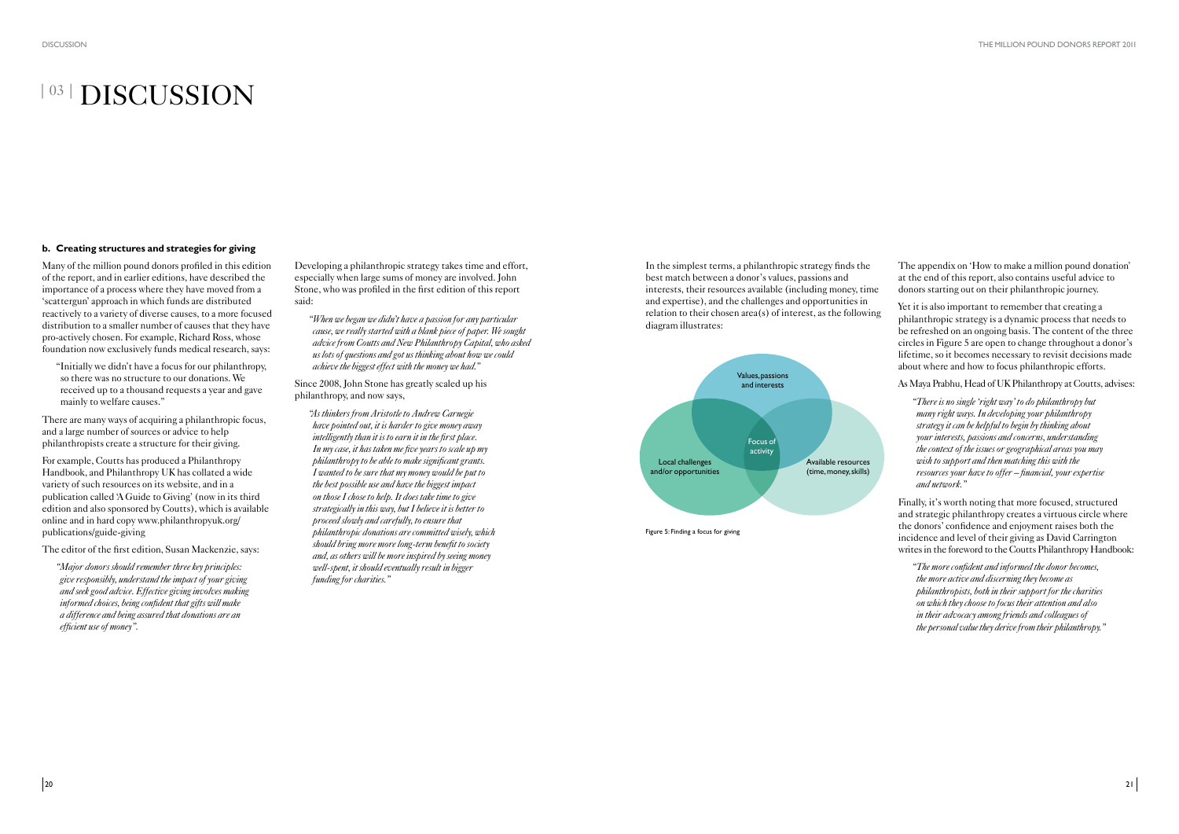# | 03 | DISCUSSION

### b. Creating structures and strategies for giving

Many of the million pound donors profiled in this edition of the report, and in earlier editions, have described the importance of a process where they have moved from a 'scattergun' approach in which funds are distributed reactively to a variety of diverse causes, to a more focused distribution to a smaller number of causes that they have pro-actively chosen. For example, Richard Ross, whose foundation now exclusively funds medical research, says:

> "Initially we didn't have a focus for our philanthropy, so there was no structure to our donations. We received up to a thousand requests a year and gave mainly to welfare causes."

There are many ways of acquiring a philanthropic focus, and a large number of sources or advice to help philanthropists create a structure for their giving.

For example, Coutts has produced a Philanthropy Handbook, and Philanthropy UK has collated a wide variety of such resources on its website, and in a publication called 'A Guide to Giving' (now in its third edition and also sponsored by Coutts), which is available online and in hard copy www.philanthropyuk.org/publications/guide-giving

The editor of the first edition, Susan Mackenzie, says:

> *"Major donors should remember three key principles: give responsibly, understand the impact of your giving and seek good advice. Effective giving involves making informed choices, being confident that gifts will make a difference and being assured that donations are an efficient use of money".*

Developing a philanthropic strategy takes time and effort, especially when large sums of money are involved. John Stone, who was profiled in the first edition of this report said:

> *"When we began we didn't have a passion for any particular cause, we really started with a blank piece of paper. We sought advice from Coutts and New Philanthropy Capital, who asked us lots of questions and got us thinking about how we could achieve the biggest effect with the money we had."*

Since 2008, John Stone has greatly scaled up his philanthropy, and now says,

> *"As thinkers from Aristotle to Andrew Carnegie have pointed out, it is harder to give money away intelligently than it is to earn it in the first place. In my case, it has taken me five years to scale up my philanthropy to be able to make significant grants. I wanted to be sure that my money would be put to the best possible use and have the biggest impact on those I chose to help. It does take time to give strategically in this way, but I believe it is better to proceed slowly and carefully, to ensure that philanthropic donations are committed wisely, which should bring more more long-term benefit to society and, as others will be more inspired by seeing money well-spent, it should eventually result in bigger funding for charities."*

In the simplest terms, a philanthropic strategy finds the best match between a donor's values, passions and interests, their resources available (including money, time and expertise), and the challenges and opportunities in relation to their chosen area(s) of interest, as the following diagram illustrates:

Values, passions and interests | Local challenges and/or opportunities | Available resources (time, money, skills) | Focus of activity

Figure 5: Finding a focus for giving

The appendix on 'How to make a million pound donation' at the end of this report, also contains useful advice to donors starting out on their philanthropic journey.

Yet it is also important to remember that creating a philanthropic strategy is a dynamic process that needs to be refreshed on an ongoing basis. The content of the three circles in Figure 5 are open to change throughout a donor's lifetime, so it becomes necessary to revisit decisions made about where and how to focus philanthropic efforts.

As Maya Prabhu, Head of UK Philanthropy at Coutts, advises:

> *"There is no single 'right way' to do philanthropy but many right ways. In developing your philanthropy strategy it can be helpful to begin by thinking about your interests, passions and concerns, understanding the context of the issues or geographical areas you may wish to support and then matching this with the resources your have to offer – financial, your expertise and network."*

Finally, it's worth noting that more focused, structured and strategic philanthropy creates a virtuous circle where the donors' confidence and enjoyment raises both the incidence and level of their giving as David Carrington writes in the foreword to the Coutts Philanthropy Handbook:

> *"The more confident and informed the donor becomes, the more active and discerning they become as philanthropists, both in their support for the charities on which they choose to focus their attention and also in their advocacy among friends and colleagues of the personal value they derive from their philanthropy."*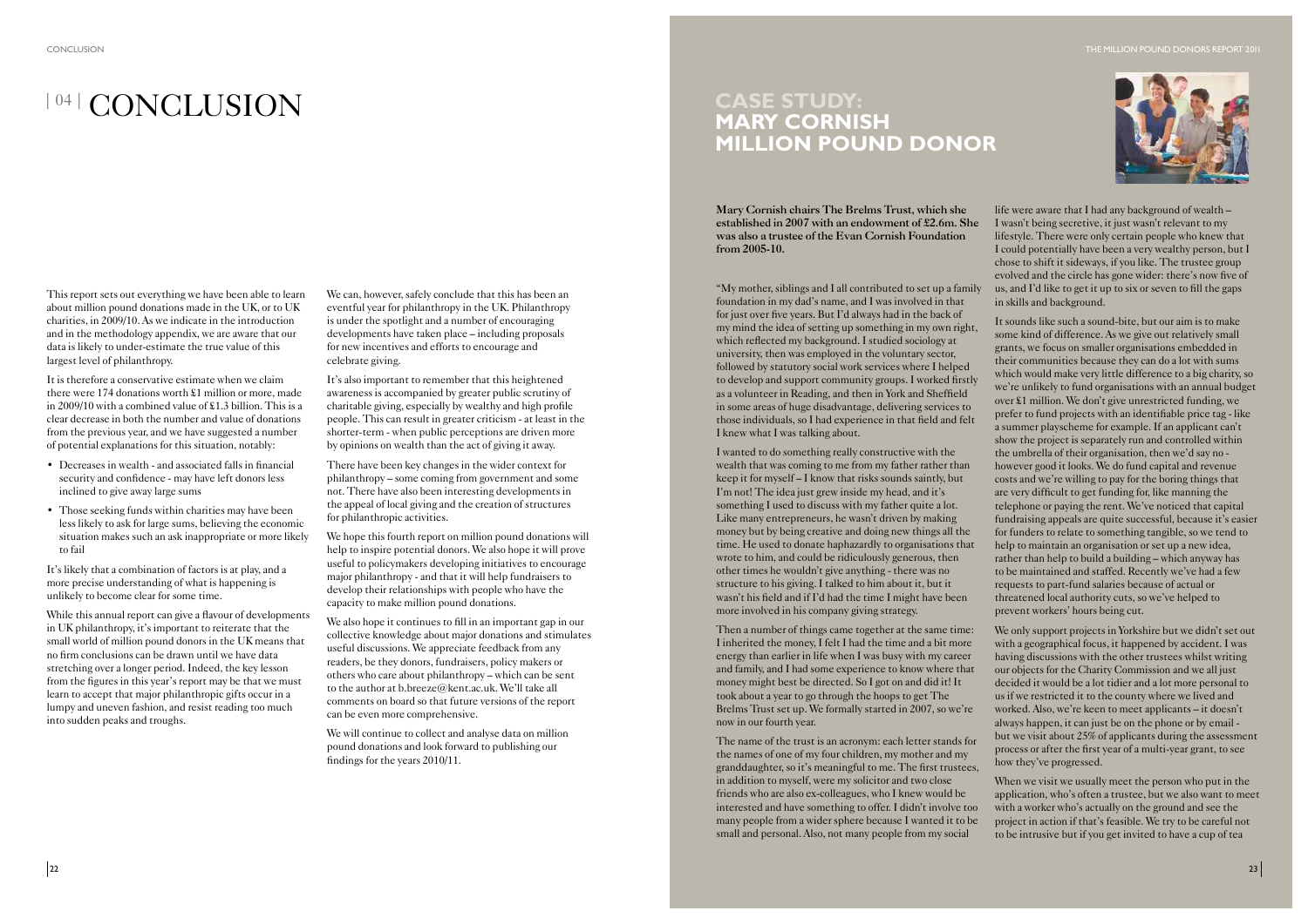# | 04 | CONCLUSION

This report sets out everything we have been able to learn about million pound donations made in the UK, or to UK charities, in 2009/10. As we indicate in the introduction and in the methodology appendix, we are aware that our data is likely to under-estimate the true value of this largest level of philanthropy.

It is therefore a conservative estimate when we claim there were 174 donations worth £1 million or more, made in 2009/10 with a combined value of £1.3 billion. This is a clear decrease in both the number and value of donations from the previous year, and we have suggested a number of potential explanations for this situation, notably:

- Decreases in wealth - and associated falls in financial security and confidence - may have left donors less inclined to give away large sums
- Those seeking funds within charities may have been less likely to ask for large sums, believing the economic situation makes such an ask inappropriate or more likely to fail

It's likely that a combination of factors is at play, and a more precise understanding of what is happening is unlikely to become clear for some time.

While this annual report can give a flavour of developments in UK philanthropy, it's important to reiterate that the small world of million pound donors in the UK means that no firm conclusions can be drawn until we have data stretching over a longer period. Indeed, the key lesson from the figures in this year's report may be that we must learn to accept that major philanthropic gifts occur in a lumpy and uneven fashion, and resist reading too much into sudden peaks and troughs.

We can, however, safely conclude that this has been an eventful year for philanthropy in the UK. Philanthropy is under the spotlight and a number of encouraging developments have taken place – including proposals for new incentives and efforts to encourage and celebrate giving.

It's also important to remember that this heightened awareness is accompanied by greater public scrutiny of charitable giving, especially by wealthy and high profile people. This can result in greater criticism - at least in the shorter-term - when public perceptions are driven more by opinions on wealth than the act of giving it away.

There have been key changes in the wider context for philanthropy – some coming from government and some not. There have also been interesting developments in the appeal of local giving and the creation of structures for philanthropic activities.

We hope this fourth report on million pound donations will help to inspire potential donors. We also hope it will prove useful to policymakers developing initiatives to encourage major philanthropy - and that it will help fundraisers to develop their relationships with people who have the capacity to make million pound donations.

We also hope it continues to fill in an important gap in our collective knowledge about major donations and stimulates useful discussions. We appreciate feedback from any readers, be they donors, fundraisers, policy makers or others who care about philanthropy – which can be sent to the author at b.breeze@kent.ac.uk. We'll take all comments on board so that future versions of the report can be even more comprehensive.

We will continue to collect and analyse data on million pound donations and look forward to publishing our findings for the years 2010/11.

## CASE STUDY: MARY CORNISH MILLION POUND DONOR

**Mary Cornish chairs The Brelms Trust, which she established in 2007 with an endowment of £2.6m. She was also a trustee of the Evan Cornish Foundation from 2005-10.**

"My mother, siblings and I all contributed to set up a family foundation in my dad's name, and I was involved in that for just over five years. But I'd always had in the back of my mind the idea of setting up something in my own right, which reflected my background. I studied sociology at university, then was employed in the voluntary sector, followed by statutory social work services where I helped to develop and support community groups. I worked firstly as a volunteer in Reading, and then in York and Sheffield in some areas of huge disadvantage, delivering services to those individuals, so I had experience in that field and felt I knew what I was talking about.

I wanted to do something really constructive with the wealth that was coming to me from my father rather than keep it for myself – I know that risks sounds saintly, but I'm not! The idea just grew inside my head, and it's something I used to discuss with my father quite a lot. Like many entrepreneurs, he wasn't driven by making money but by being creative and doing new things all the time. He used to donate haphazardly to organisations that wrote to him, and could be ridiculously generous, then other times he wouldn't give anything - there was no structure to his giving. I talked to him about it, but it wasn't his field and if I'd had the time I might have been more involved in his company giving strategy.

Then a number of things came together at the same time: I inherited the money, I felt I had the time and a bit more energy than earlier in life when I was busy with my career and family, and I had some experience to know where that money might best be directed. So I got on and did it! It took about a year to go through the hoops to get The Brelms Trust set up. We formally started in 2007, so we're now in our fourth year.

The name of the trust is an acronym: each letter stands for the names of one of my four children, my mother and my granddaughter, so it's meaningful to me. The first trustees, in addition to myself, were my solicitor and two close friends who are also ex-colleagues, who I knew would be interested and have something to offer. I didn't involve too many people from a wider sphere because I wanted it to be small and personal. Also, not many people from my social life were aware that I had any background of wealth – I wasn't being secretive, it just wasn't relevant to my lifestyle. There were only certain people who knew that I could potentially have been a very wealthy person, but I chose to shift it sideways, if you like. The trustee group evolved and the circle has gone wider: there's now five of us, and I'd like to get it up to six or seven to fill the gaps in skills and background.

It sounds like such a sound-bite, but our aim is to make some kind of difference. As we give out relatively small grants, we focus on smaller organisations embedded in their communities because they can do a lot with sums which would make very little difference to a big charity, so we're unlikely to fund organisations with an annual budget over £1 million. We don't give unrestricted funding, we prefer to fund projects with an identifiable price tag - like a summer playscheme for example. If an applicant can't show the project is separately run and controlled within the umbrella of their organisation, then we'd say no - however good it looks. We do fund capital and revenue costs and we're willing to pay for the boring things that are very difficult to get funding for, like manning the telephone or paying the rent. We've noticed that capital fundraising appeals are quite successful, because it's easier for funders to relate to something tangible, so we tend to help to maintain an organisation or set up a new idea, rather than help to build a building – which anyway has to be maintained and staffed. Recently we've had a few requests to part-fund salaries because of actual or threatened local authority cuts, so we've helped to prevent workers' hours being cut.

We only support projects in Yorkshire but we didn't set out with a geographical focus, it happened by accident. I was having discussions with the other trustees whilst writing our objects for the Charity Commission and we all just decided it would be a lot tidier and a lot more personal to us if we restricted it to the county where we lived and worked. Also, we're keen to meet applicants – it doesn't always happen, it can just be on the phone or by email - but we visit about 25% of applicants during the assessment process or after the first year of a multi-year grant, to see how they've progressed.

When we visit we usually meet the person who put in the application, who's often a trustee, but we also want to meet with a worker who's actually on the ground and see the project in action if that's feasible. We try to be careful not to be intrusive but if you get invited to have a cup of tea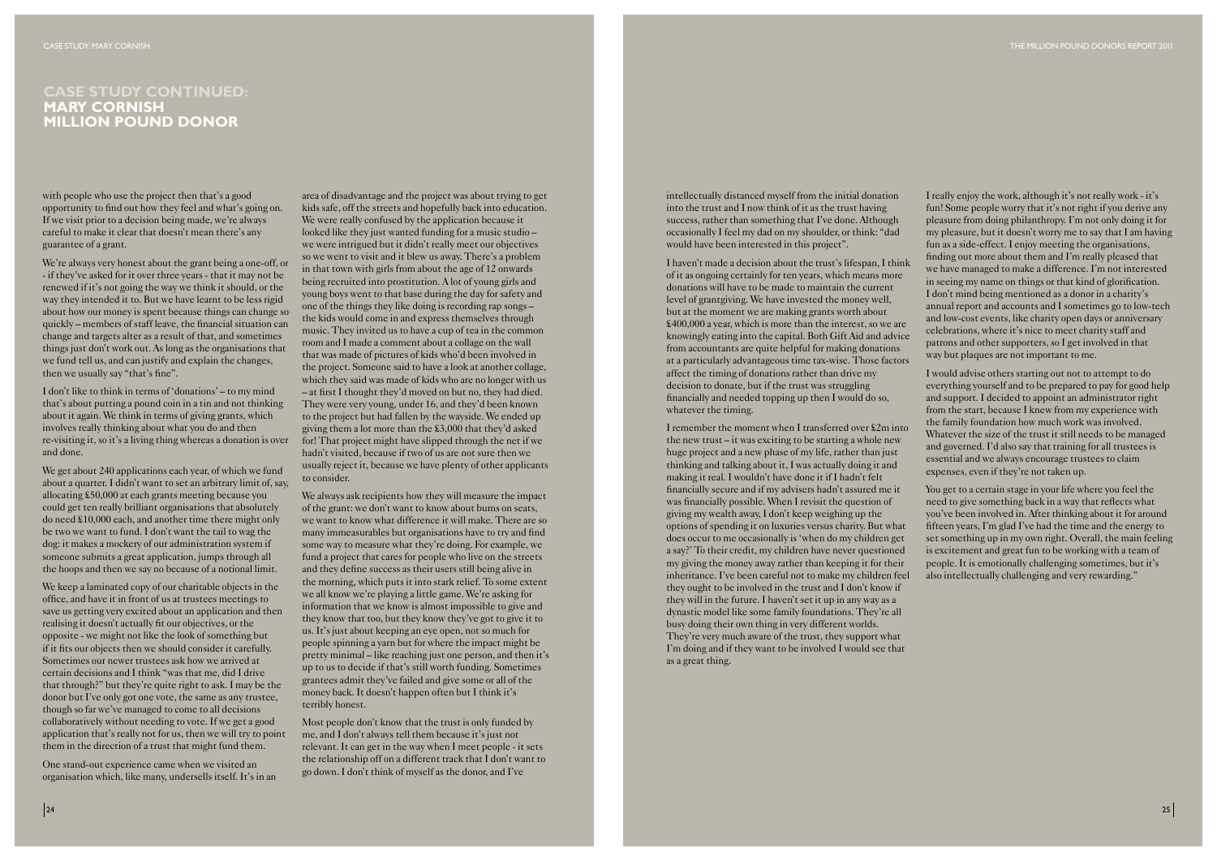## CASE STUDY CONTINUED: MARY CORNISH MILLION POUND DONOR

with people who use the project then that's a good opportunity to find out how they feel and what's going on. If we visit prior to a decision being made, we're always careful to make it clear that doesn't mean there's any guarantee of a grant.

We're always very honest about the grant being a one-off, or - if they've asked for it over three years - that it may not be renewed if it's not going the way we think it should, or the way they intended it to. But we have learnt to be less rigid about how our money is spent because things can change so quickly – members of staff leave, the financial situation can change and targets alter as a result of that, and sometimes things just don't work out. As long as the organisations that we fund tell us, and can justify and explain the changes, then we usually say "that's fine".

I don't like to think in terms of 'donations' – to my mind that's about putting a pound coin in a tin and not thinking about it again. We think in terms of giving grants, which involves really thinking about what you do and then re-visiting it, so it's a living thing whereas a donation is over and done.

We get about 240 applications each year, of which we fund about a quarter. I didn't want to set an arbitrary limit of, say, allocating £50,000 at each grants meeting because you could get ten really brilliant organisations that absolutely do need £10,000 each, and another time there might only be two we want to fund. I don't want the tail to wag the dog: it makes a mockery of our administration system if someone submits a great application, jumps through all the hoops and then we say no because of a notional limit.

We keep a laminated copy of our charitable objects in the office, and have it in front of us at trustees meetings to save us getting very excited about an application and then realising it doesn't actually fit our objectives, or the opposite - we might not like the look of something but if it fits our objects then we should consider it carefully. Sometimes our newer trustees ask how we arrived at certain decisions and I think "was that me, did I drive that through?" but they're quite right to ask. I may be the donor but I've only got one vote, the same as any trustee, though so far we've managed to come to all decisions collaboratively without needing to vote. If we get a good application that's really not for us, then we will try to point them in the direction of a trust that might fund them.

One stand-out experience came when we visited an organisation which, like many, undersells itself. It's in an area of disadvantage and the project was about trying to get kids safe, off the streets and hopefully back into education. We were really confused by the application because it looked like they just wanted funding for a music studio – we were intrigued but it didn't really meet our objectives so we went to visit and it blew us away. There's a problem in that town with girls from about the age of 12 onwards being recruited into prostitution. A lot of young girls and young boys went to that base during the day for safety and one of the things they like doing is recording rap songs – the kids would come in and express themselves through music. They invited us to have a cup of tea in the common room and I made a comment about a collage on the wall that was made of pictures of kids who'd been involved in the project. Someone said to have a look at another collage, which they said was made of kids who are no longer with us – at first I thought they'd moved on but no, they had died. They were very young, under 16, and they'd been known to the project but had fallen by the wayside. We ended up giving them a lot more than the £3,000 that they'd asked for! That project might have slipped through the net if we hadn't visited, because if two of us are not sure then we usually reject it, because we have plenty of other applicants to consider.

We always ask recipients how they will measure the impact of the grant: we don't want to know about bums on seats, we want to know what difference it will make. There are so many immeasurables but organisations have to try and find some way to measure what they're doing. For example, we fund a project that cares for people who live on the streets and they define success as their users still being alive in the morning, which puts it into stark relief. To some extent we all know we're playing a little game. We're asking for information that we know is almost impossible to give and they know that too, but they know they've got to give it to us. It's just about keeping an eye open, not so much for people spinning a yarn but for where the impact might be pretty minimal – like reaching just one person, and then it's up to us to decide if that's still worth funding. Sometimes grantees admit they've failed and give some or all of the money back. It doesn't happen often but I think it's terribly honest.

Most people don't know that the trust is only funded by me, and I don't always tell them because it's just not relevant. It can get in the way when I meet people - it sets the relationship off on a different track that I don't want to go down. I don't think of myself as the donor, and I've intellectually distanced myself from the initial donation into the trust and I now think of it as the trust having success, rather than something that I've done. Although occasionally I feel my dad on my shoulder, or think: "dad would have been interested in this project".

I haven't made a decision about the trust's lifespan, I think of it as ongoing certainly for ten years, which means more donations will have to be made to maintain the current level of grantgiving. We have invested the money well, but at the moment we are making grants worth about £400,000 a year, which is more than the interest, so we are knowingly eating into the capital. Both Gift Aid and advice from accountants are quite helpful for making donations at a particularly advantageous time tax-wise. Those factors affect the timing of donations rather than drive my decision to donate, but if the trust was struggling financially and needed topping up then I would do so, whatever the timing.

I remember the moment when I transferred over £2m into the new trust – it was exciting to be starting a whole new huge project and a new phase of my life, rather than just thinking and talking about it, I was actually doing it and making it real. I wouldn't have done it if I hadn't felt financially secure and if my advisers hadn't assured me it was financially possible. When I revisit the question of giving my wealth away, I don't keep weighing up the options of spending it on luxuries versus charity. But what does occur to me occasionally is 'when do my children get a say?' To their credit, my children have never questioned my giving the money away rather than keeping it for their inheritance. I've been careful not to make my children feel they ought to be involved in the trust and I don't know if they will in the future. I haven't set it up in any way as a dynastic model like some family foundations. They're all busy doing their own thing in very different worlds. They're very much aware of the trust, they support what I'm doing and if they want to be involved I would see that as a great thing.

I really enjoy the work, although it's not really work - it's fun! Some people worry that it's not right if you derive any pleasure from doing philanthropy. I'm not only doing it for my pleasure, but it doesn't worry me to say that I am having fun as a side-effect. I enjoy meeting the organisations, finding out more about them and I'm really pleased that we have managed to make a difference. I'm not interested in seeing my name on things or that kind of glorification. I don't mind being mentioned as a donor in a charity's annual report and accounts and I sometimes go to low-tech and low-cost events, like charity open days or anniversary celebrations, where it's nice to meet charity staff and patrons and other supporters, so I get involved in that way but plaques are not important to me.

I would advise others starting out not to attempt to do everything yourself and to be prepared to pay for good help and support. I decided to appoint an administrator right from the start, because I knew from my experience with the family foundation how much work was involved. Whatever the size of the trust it still needs to be managed and governed. I'd also say that training for all trustees is essential and we always encourage trustees to claim expenses, even if they're not taken up.

You get to a certain stage in your life where you feel the need to give something back in a way that reflects what you've been involved in. After thinking about it for around fifteen years, I'm glad I've had the time and the energy to set something up in my own right. Overall, the main feeling is excitement and great fun to be working with a team of people. It is emotionally challenging sometimes, but it's also intellectually challenging and very rewarding."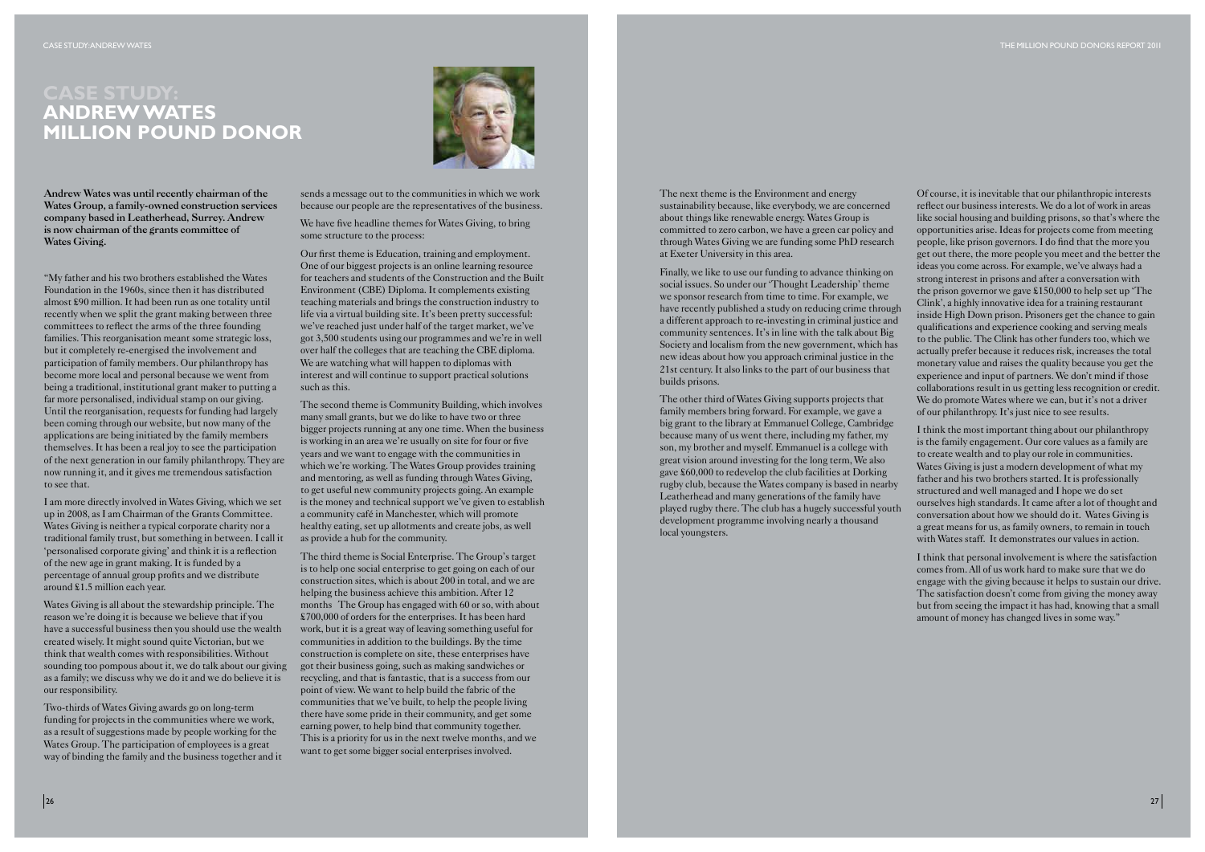# CASE STUDY: ANDREW WATES MILLION POUND DONOR

**Andrew Wates was until recently chairman of the Wates Group, a family-owned construction services company based in Leatherhead, Surrey. Andrew is now chairman of the grants committee of Wates Giving.**

"My father and his two brothers established the Wates Foundation in the 1960s, since then it has distributed almost £90 million. It had been run as one totality until recently when we split the grant making between three committees to reflect the arms of the three founding families. This reorganisation meant some strategic loss, but it completely re-energised the involvement and participation of family members. Our philanthropy has become more local and personal because we went from being a traditional, institutional grant maker to putting a far more personalised, individual stamp on our giving. Until the reorganisation, requests for funding had largely been coming through our website, but now many of the applications are being initiated by the family members themselves. It has been a real joy to see the participation of the next generation in our family philanthropy. They are now running it, and it gives me tremendous satisfaction to see that.

I am more directly involved in Wates Giving, which we set up in 2008, as I am Chairman of the Grants Committee. Wates Giving is neither a typical corporate charity nor a traditional family trust, but something in between. I call it 'personalised corporate giving' and think it is a reflection of the new age in grant making. It is funded by a percentage of annual group profits and we distribute around £1.5 million each year.

Wates Giving is all about the stewardship principle. The reason we're doing it is because we believe that if you have a successful business then you should use the wealth created wisely. It might sound quite Victorian, but we think that wealth comes with responsibilities. Without sounding too pompous about it, we do talk about our giving as a family; we discuss why we do it and we do believe it is our responsibility.

Two-thirds of Wates Giving awards go on long-term funding for projects in the communities where we work, as a result of suggestions made by people working for the Wates Group. The participation of employees is a great way of binding the family and the business together and it sends a message out to the communities in which we work because our people are the representatives of the business.

We have five headline themes for Wates Giving, to bring some structure to the process:

Our first theme is Education, training and employment. One of our biggest projects is an online learning resource for teachers and students of the Construction and the Built Environment (CBE) Diploma. It complements existing teaching materials and brings the construction industry to life via a virtual building site. It's been pretty successful: we've reached just under half of the target market, we've got 3,500 students using our programmes and we're in well over half the colleges that are teaching the CBE diploma. We are watching what will happen to diplomas with interest and will continue to support practical solutions such as this.

The second theme is Community Building, which involves many small grants, but we do like to have two or three bigger projects running at any one time. When the business is working in an area we're usually on site for four or five years and we want to engage with the communities in which we're working. The Wates Group provides training and mentoring, as well as funding through Wates Giving, to get useful new community projects going. An example is the money and technical support we've given to establish a community café in Manchester, which will promote healthy eating, set up allotments and create jobs, as well as provide a hub for the community.

The third theme is Social Enterprise. The Group's target is to help one social enterprise to get going on each of our construction sites, which is about 200 in total, and we are helping the business achieve this ambition. After 12 months The Group has engaged with 60 or so, with about £700,000 of orders for the enterprises. It has been hard work, but it is a great way of leaving something useful for communities in addition to the buildings. By the time construction is complete on site, these enterprises have got their business going, such as making sandwiches or recycling, and that is fantastic, that is a success from our point of view. We want to help build the fabric of the communities that we've built, to help the people living there have some pride in their community, and get some earning power, to help bind that community together. This is a priority for us in the next twelve months, and we want to get some bigger social enterprises involved.

The next theme is the Environment and energy sustainability because, like everybody, we are concerned about things like renewable energy. Wates Group is committed to zero carbon, we have a green car policy and through Wates Giving we are funding some PhD research at Exeter University in this area.

Finally, we like to use our funding to advance thinking on social issues. So under our 'Thought Leadership' theme we sponsor research from time to time. For example, we have recently published a study on reducing crime through a different approach to re-investing in criminal justice and community sentences. It's in line with the talk about Big Society and localism from the new government, which has new ideas about how you approach criminal justice in the 21st century. It also links to the part of our business that builds prisons.

The other third of Wates Giving supports projects that family members bring forward. For example, we gave a big grant to the library at Emmanuel College, Cambridge because many of us went there, including my father, my son, my brother and myself. Emmanuel is a college with great vision around investing for the long term, We also gave £60,000 to redevelop the club facilities at Dorking rugby club, because the Wates company is based in nearby Leatherhead and many generations of the family have played rugby there. The club has a hugely successful youth development programme involving nearly a thousand local youngsters.

Of course, it is inevitable that our philanthropic interests reflect our business interests. We do a lot of work in areas like social housing and building prisons, so that's where the opportunities arise. Ideas for projects come from meeting people, like prison governors. I do find that the more you get out there, the more people you meet and the better the ideas you come across. For example, we've always had a strong interest in prisons and after a conversation with the prison governor we gave £150,000 to help set up 'The Clink', a highly innovative idea for a training restaurant inside High Down prison. Prisoners get the chance to gain qualifications and experience cooking and serving meals to the public. The Clink has other funders too, which we actually prefer because it reduces risk, increases the total monetary value and raises the quality because you get the experience and input of partners. We don't mind if those collaborations result in us getting less recognition or credit. We do promote Wates where we can, but it's not a driver of our philanthropy. It's just nice to see results.

I think the most important thing about our philanthropy is the family engagement. Our core values as a family are to create wealth and to play our role in communities. Wates Giving is just a modern development of what my father and his two brothers started. It is professionally structured and well managed and I hope we do set ourselves high standards. It came after a lot of thought and conversation about how we should do it. Wates Giving is a great means for us, as family owners, to remain in touch with Wates staff. It demonstrates our values in action.

I think that personal involvement is where the satisfaction comes from. All of us work hard to make sure that we do engage with the giving because it helps to sustain our drive. The satisfaction doesn't come from giving the money away but from seeing the impact it has had, knowing that a small amount of money has changed lives in some way."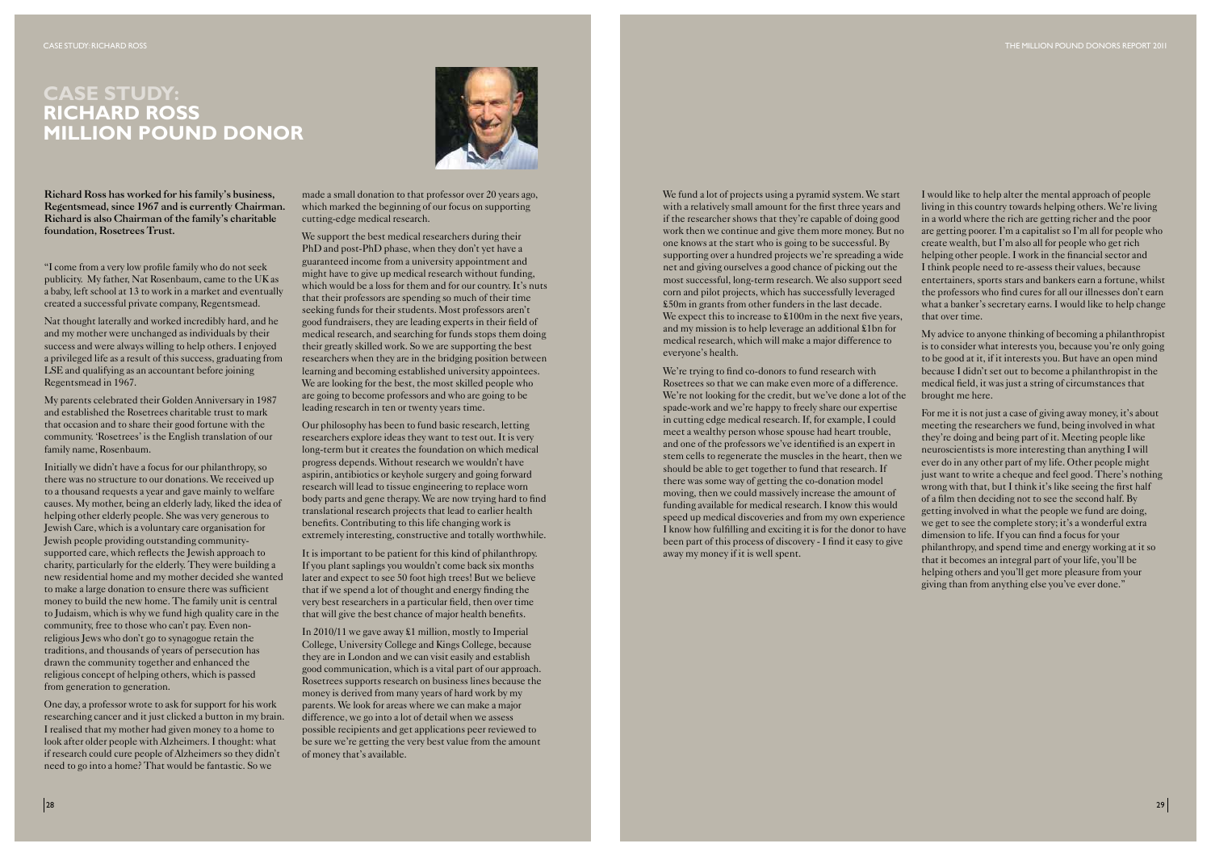# CASE STUDY: RICHARD ROSS MILLION POUND DONOR

**Richard Ross has worked for his family's business, Regentsmead, since 1967 and is currently Chairman. Richard is also Chairman of the family's charitable foundation, Rosetrees Trust.**

"I come from a very low profile family who do not seek publicity. My father, Nat Rosenbaum, came to the UK as a baby, left school at 13 to work in a market and eventually created a successful private company, Regentsmead.

Nat thought laterally and worked incredibly hard, and he and my mother were unchanged as individuals by their success and were always willing to help others. I enjoyed a privileged life as a result of this success, graduating from LSE and qualifying as an accountant before joining Regentsmead in 1967.

My parents celebrated their Golden Anniversary in 1987 and established the Rosetrees charitable trust to mark that occasion and to share their good fortune with the community. 'Rosetrees' is the English translation of our family name, Rosenbaum.

Initially we didn't have a focus for our philanthropy, so there was no structure to our donations. We received up to a thousand requests a year and gave mainly to welfare causes. My mother, being an elderly lady, liked the idea of helping other elderly people. She was very generous to Jewish Care, which is a voluntary care organisation for Jewish people providing outstanding community-supported care, which reflects the Jewish approach to charity, particularly for the elderly. They were building a new residential home and my mother decided she wanted to make a large donation to ensure there was sufficient money to build the new home. The family unit is central to Judaism, which is why we fund high quality care in the community, free to those who can't pay. Even non-religious Jews who don't go to synagogue retain the traditions, and thousands of years of persecution has drawn the community together and enhanced the religious concept of helping others, which is passed from generation to generation.

One day, a professor wrote to ask for support for his work researching cancer and it just clicked a button in my brain. I realised that my mother had given money to a home to look after older people with Alzheimers. I thought: what if research could cure people of Alzheimers so they didn't need to go into a home? That would be fantastic. So we made a small donation to that professor over 20 years ago, which marked the beginning of our focus on supporting cutting-edge medical research.

We support the best medical researchers during their PhD and post-PhD phase, when they don't yet have a guaranteed income from a university appointment and might have to give up medical research without funding, which would be a loss for them and for our country. It's nuts that their professors are spending so much of their time seeking funds for their students. Most professors aren't good fundraisers, they are leading experts in their field of medical research, and searching for funds stops them doing their greatly skilled work. So we are supporting the best researchers when they are in the bridging position between learning and becoming established university appointees. We are looking for the best, the most skilled people who are going to become professors and who are going to be leading research in ten or twenty years time.

Our philosophy has been to fund basic research, letting researchers explore ideas they want to test out. It is very long-term but it creates the foundation on which medical progress depends. Without research we wouldn't have aspirin, antibiotics or keyhole surgery and going forward research will lead to tissue engineering to replace worn body parts and gene therapy. We are now trying hard to find translational research projects that lead to earlier health benefits. Contributing to this life changing work is extremely interesting, constructive and totally worthwhile.

It is important to be patient for this kind of philanthropy. If you plant saplings you wouldn't come back six months later and expect to see 50 foot high trees! But we believe that if we spend a lot of thought and energy finding the very best researchers in a particular field, then over time that will give the best chance of major health benefits.

In 2010/11 we gave away £1 million, mostly to Imperial College, University College and Kings College, because they are in London and we can visit easily and establish good communication, which is a vital part of our approach. Rosetrees supports research on business lines because the money is derived from many years of hard work by my parents. We look for areas where we can make a major difference, we go into a lot of detail when we assess possible recipients and get applications peer reviewed to be sure we're getting the very best value from the amount of money that's available.

We fund a lot of projects using a pyramid system. We start with a relatively small amount for the first three years and if the researcher shows that they're capable of doing good work then we continue and give them more money. But no one knows at the start who is going to be successful. By supporting over a hundred projects we're spreading a wide net and giving ourselves a good chance of picking out the most successful, long-term research. We also support seed corn and pilot projects, which has successfully leveraged £50m in grants from other funders in the last decade. We expect this to increase to £100m in the next five years, and my mission is to help leverage an additional £1bn for medical research, which will make a major difference to everyone's health.

We're trying to find co-donors to fund research with Rosetrees so that we can make even more of a difference. We're not looking for the credit, but we've done a lot of the spade-work and we're happy to freely share our expertise in cutting edge medical research. If, for example, I could meet a wealthy person whose spouse had heart trouble, and one of the professors we've identified is an expert in stem cells to regenerate the muscles in the heart, then we should be able to get together to fund that research. If there was some way of getting the co-donation model moving, then we could massively increase the amount of funding available for medical research. I know this would speed up medical discoveries and from my own experience I know how fulfilling and exciting it is for the donor to have been part of this process of discovery - I find it easy to give away my money if it is well spent.

I would like to help alter the mental approach of people living in this country towards helping others. We're living in a world where the rich are getting richer and the poor are getting poorer. I'm a capitalist so I'm all for people who create wealth, but I'm also all for people who get rich helping other people. I work in the financial sector and I think people need to re-assess their values, because entertainers, sports stars and bankers earn a fortune, whilst the professors who find cures for all our illnesses don't earn what a banker's secretary earns. I would like to help change that over time.

My advice to anyone thinking of becoming a philanthropist is to consider what interests you, because you're only going to be good at it, if it interests you. But have an open mind because I didn't set out to become a philanthropist in the medical field, it was just a string of circumstances that brought me here.

For me it is not just a case of giving away money, it's about meeting the researchers we fund, being involved in what they're doing and being part of it. Meeting people like neuroscientists is more interesting than anything I will ever do in any other part of my life. Other people might just want to write a cheque and feel good. There's nothing wrong with that, but I think it's like seeing the first half of a film then deciding not to see the second half. By getting involved in what the people we fund are doing, we get to see the complete story; it's a wonderful extra dimension to life. If you can find a focus for your philanthropy, and spend time and energy working at it so that it becomes an integral part of your life, you'll be helping others and you'll get more pleasure from your giving than from anything else you've ever done."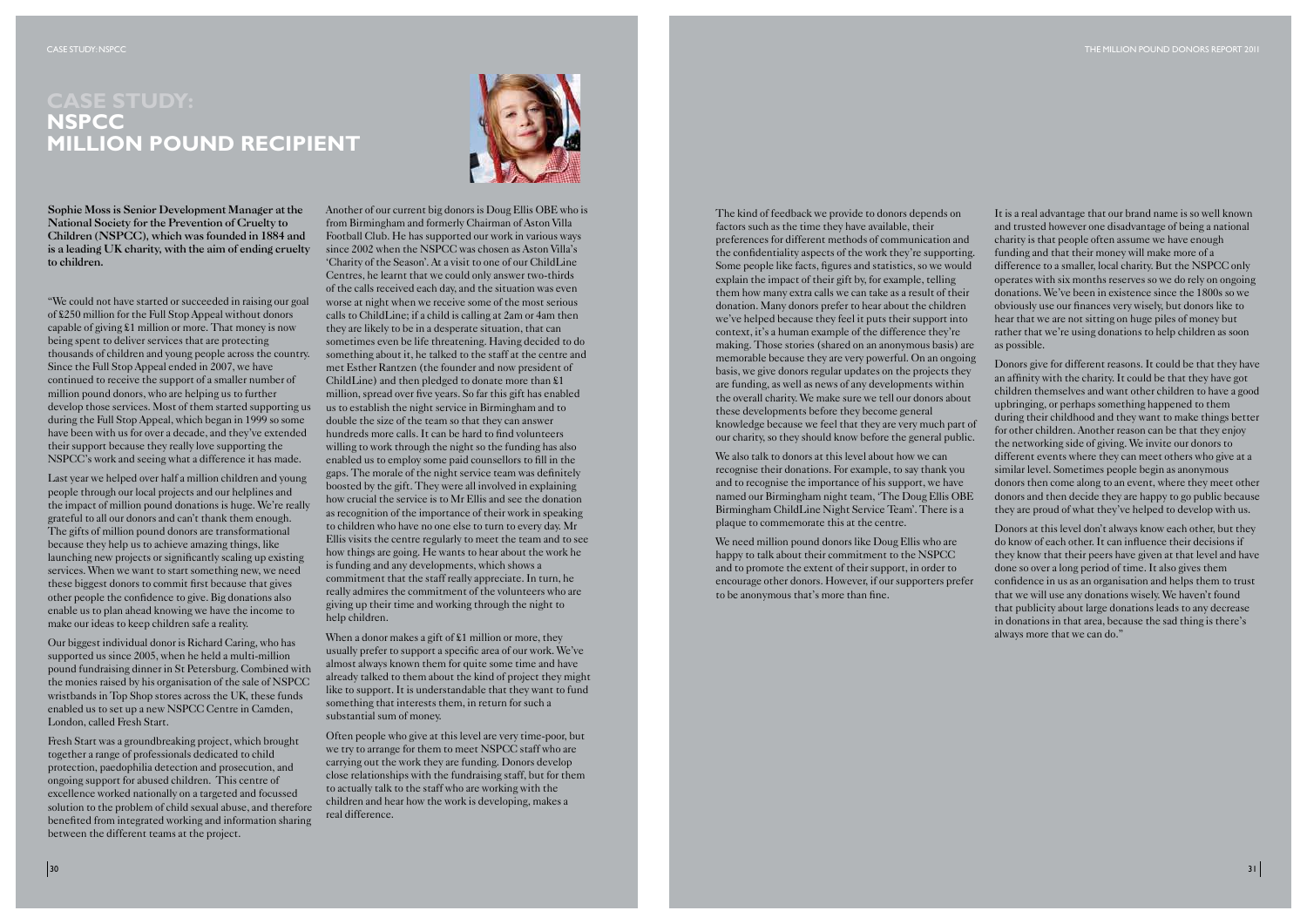# CASE STUDY: NSPCC MILLION POUND RECIPIENT

**Sophie Moss is Senior Development Manager at the National Society for the Prevention of Cruelty to Children (NSPCC), which was founded in 1884 and is a leading UK charity, with the aim of ending cruelty to children.**

"We could not have started or succeeded in raising our goal of £250 million for the Full Stop Appeal without donors capable of giving £1 million or more. That money is now being spent to deliver services that are protecting thousands of children and young people across the country. Since the Full Stop Appeal ended in 2007, we have continued to receive the support of a smaller number of million pound donors, who are helping us to further develop those services. Most of them started supporting us during the Full Stop Appeal, which began in 1999 so some have been with us for over a decade, and they've extended their support because they really love supporting the NSPCC's work and seeing what a difference it has made.

Last year we helped over half a million children and young people through our local projects and our helplines and the impact of million pound donations is huge. We're really grateful to all our donors and can't thank them enough. The gifts of million pound donors are transformational because they help us to achieve amazing things, like launching new projects or significantly scaling up existing services. When we want to start something new, we need these biggest donors to commit first because that gives other people the confidence to give. Big donations also enable us to plan ahead knowing we have the income to make our ideas to keep children safe a reality.

Our biggest individual donor is Richard Caring, who has supported us since 2005, when he held a multi-million pound fundraising dinner in St Petersburg. Combined with the monies raised by his organisation of the sale of NSPCC wristbands in Top Shop stores across the UK, these funds enabled us to set up a new NSPCC Centre in Camden, London, called Fresh Start.

Fresh Start was a groundbreaking project, which brought together a range of professionals dedicated to child protection, paedophilia detection and prosecution, and ongoing support for abused children. This centre of excellence worked nationally on a targeted and focussed solution to the problem of child sexual abuse, and therefore benefited from integrated working and information sharing between the different teams at the project.

Another of our current big donors is Doug Ellis OBE who is from Birmingham and formerly Chairman of Aston Villa Football Club. He has supported our work in various ways since 2002 when the NSPCC was chosen as Aston Villa's 'Charity of the Season'. At a visit to one of our ChildLine Centres, he learnt that we could only answer two-thirds of the calls received each day, and the situation was even worse at night when we receive some of the most serious calls to ChildLine; if a child is calling at 2am or 4am then they are likely to be in a desperate situation, that can sometimes even be life threatening. Having decided to do something about it, he talked to the staff at the centre and met Esther Rantzen (the founder and now president of ChildLine) and then pledged to donate more than £1 million, spread over five years. So far this gift has enabled us to establish the night service in Birmingham and to double the size of the team so that they can answer hundreds more calls. It can be hard to find volunteers willing to work through the night so the funding has also enabled us to employ some paid counsellors to fill in the gaps. The morale of the night service team was definitely boosted by the gift. They were all involved in explaining how crucial the service is to Mr Ellis and see the donation as recognition of the importance of their work in speaking to children who have no one else to turn to every day. Mr Ellis visits the centre regularly to meet the team and to see how things are going. He wants to hear about the work he is funding and any developments, which shows a commitment that the staff really appreciate. In turn, he really admires the commitment of the volunteers who are giving up their time and working through the night to help children.

When a donor makes a gift of £1 million or more, they usually prefer to support a specific area of our work. We've almost always known them for quite some time and have already talked to them about the kind of project they might like to support. It is understandable that they want to fund something that interests them, in return for such a substantial sum of money.

Often people who give at this level are very time-poor, but we try to arrange for them to meet NSPCC staff who are carrying out the work they are funding. Donors develop close relationships with the fundraising staff, but for them to actually talk to the staff who are working with the children and hear how the work is developing, makes a real difference.

The kind of feedback we provide to donors depends on factors such as the time they have available, their preferences for different methods of communication and the confidentiality aspects of the work they're supporting. Some people like facts, figures and statistics, so we would explain the impact of their gift by, for example, telling them how many extra calls we can take as a result of their donation. Many donors prefer to hear about the children we've helped because they feel it puts their support into context, it's a human example of the difference they're making. Those stories (shared on an anonymous basis) are memorable because they are very powerful. On an ongoing basis, we give donors regular updates on the projects they are funding, as well as news of any developments within the overall charity. We make sure we tell our donors about these developments before they become general knowledge because we feel that they are very much part of our charity, so they should know before the general public.

We also talk to donors at this level about how we can recognise their donations. For example, to say thank you and to recognise the importance of his support, we have named our Birmingham night team, 'The Doug Ellis OBE Birmingham ChildLine Night Service Team'. There is a plaque to commemorate this at the centre.

We need million pound donors like Doug Ellis who are happy to talk about their commitment to the NSPCC and to promote the extent of their support, in order to encourage other donors. However, if our supporters prefer to be anonymous that's more than fine.

It is a real advantage that our brand name is so well known and trusted however one disadvantage of being a national charity is that people often assume we have enough funding and that their money will make more of a difference to a smaller, local charity. But the NSPCC only operates with six months reserves so we do rely on ongoing donations. We've been in existence since the 1800s so we obviously use our finances very wisely, but donors like to hear that we are not sitting on huge piles of money but rather that we're using donations to help children as soon as possible.

Donors give for different reasons. It could be that they have an affinity with the charity. It could be that they have got children themselves and want other children to have a good upbringing, or perhaps something happened to them during their childhood and they want to make things better for other children. Another reason can be that they enjoy the networking side of giving. We invite our donors to different events where they can meet others who give at a similar level. Sometimes people begin as anonymous donors then come along to an event, where they meet other donors and then decide they are happy to go public because they are proud of what they've helped to develop with us.

Donors at this level don't always know each other, but they do know of each other. It can influence their decisions if they know that their peers have given at that level and have done so over a long period of time. It also gives them confidence in us as an organisation and helps them to trust that we will use any donations wisely. We haven't found that publicity about large donations leads to any decrease in donations in that area, because the sad thing is there's always more that we can do."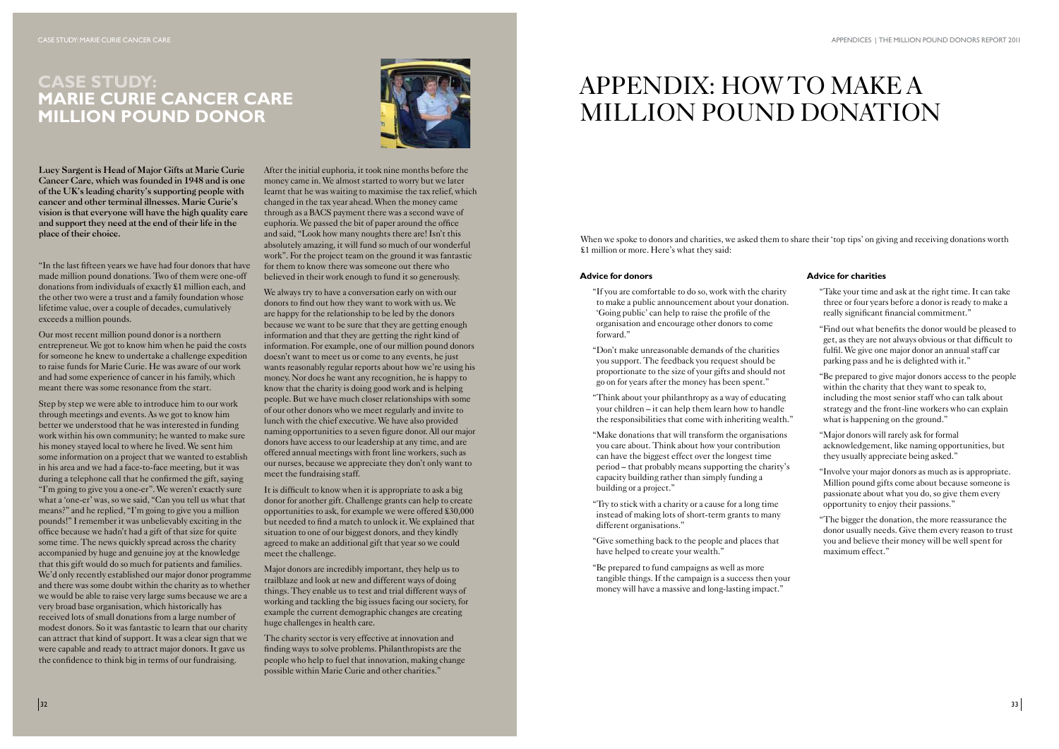## CASE STUDY: MARIE CURIE CANCER CARE MILLION POUND DONOR

**Lucy Sargent is Head of Major Gifts at Marie Curie Cancer Care, which was founded in 1948 and is one of the UK's leading charity's supporting people with cancer and other terminal illnesses. Marie Curie's vision is that everyone will have the high quality care and support they need at the end of their life in the place of their choice.**

"In the last fifteen years we have had four donors that have made million pound donations. Two of them were one-off donations from individuals of exactly £1 million each, and the other two were a trust and a family foundation whose lifetime value, over a couple of decades, cumulatively exceeds a million pounds.

Our most recent million pound donor is a northern entrepreneur. We got to know him when he paid the costs for someone he knew to undertake a challenge expedition to raise funds for Marie Curie. He was aware of our work and had some experience of cancer in his family, which meant there was some resonance from the start.

Step by step we were able to introduce him to our work through meetings and events. As we got to know him better we understood that he was interested in funding work within his own community; he wanted to make sure his money stayed local to where he lived. We sent him some information on a project that we wanted to establish in his area and we had a face-to-face meeting, but it was during a telephone call that he confirmed the gift, saying "I'm going to give you a one-er". We weren't exactly sure what a 'one-er' was, so we said, "Can you tell us what that means?" and he replied, "I'm going to give you a million pounds!" I remember it was unbelievably exciting in the office because we hadn't had a gift of that size for quite some time. The news quickly spread across the charity accompanied by huge and genuine joy at the knowledge that this gift would do so much for patients and families. We'd only recently established our major donor programme and there was some doubt within the charity as to whether we would be able to raise very large sums because we are a very broad base organisation, which historically has received lots of small donations from a large number of modest donors. So it was fantastic to learn that our charity can attract that kind of support. It was a clear sign that we were capable and ready to attract major donors. It gave us the confidence to think big in terms of our fundraising.

After the initial euphoria, it took nine months before the money came in. We almost started to worry but we later learnt that he was waiting to maximise the tax relief, which changed in the tax year ahead. When the money came through as a BACS payment there was a second wave of euphoria. We passed the bit of paper around the office and said, "Look how many noughts there are! Isn't this absolutely amazing, it will fund so much of our wonderful work". For the project team on the ground it was fantastic for them to know there was someone out there who believed in their work enough to fund it so generously.

We always try to have a conversation early on with our donors to find out how they want to work with us. We are happy for the relationship to be led by the donors because we want to be sure that they are getting enough information and that they are getting the right kind of information. For example, one of our million pound donors doesn't want to meet us or come to any events, he just wants reasonably regular reports about how we're using his money. Nor does he want any recognition, he is happy to know that the charity is doing good work and is helping people. But we have much closer relationships with some of our other donors who we meet regularly and invite to lunch with the chief executive. We have also provided naming opportunities to a seven figure donor. All our major donors have access to our leadership at any time, and are offered annual meetings with front line workers, such as our nurses, because we appreciate they don't only want to meet the fundraising staff.

It is difficult to know when it is appropriate to ask a big donor for another gift. Challenge grants can help to create opportunities to ask, for example we were offered £30,000 but needed to find a match to unlock it. We explained that situation to one of our biggest donors, and they kindly agreed to make an additional gift that year so we could meet the challenge.

Major donors are incredibly important, they help us to trailblaze and look at new and different ways of doing things. They enable us to test and trial different ways of working and tackling the big issues facing our society, for example the current demographic changes are creating huge challenges in health care.

The charity sector is very effective at innovation and finding ways to solve problems. Philanthropists are the people who help to fuel that innovation, making change possible within Marie Curie and other charities."

# APPENDIX: HOW TO MAKE A MILLION POUND DONATION

When we spoke to donors and charities, we asked them to share their 'top tips' on giving and receiving donations worth £1 million or more. Here's what they said:

### Advice for donors

"If you are comfortable to do so, work with the charity to make a public announcement about your donation. 'Going public' can help to raise the profile of the organisation and encourage other donors to come forward."

"Don't make unreasonable demands of the charities you support. The feedback you request should be proportionate to the size of your gifts and should not go on for years after the money has been spent."

"Think about your philanthropy as a way of educating your children – it can help them learn how to handle the responsibilities that come with inheriting wealth."

"Make donations that will transform the organisations you care about. Think about how your contribution can have the biggest effect over the longest time period – that probably means supporting the charity's capacity building rather than simply funding a building or a project."

"Try to stick with a charity or a cause for a long time instead of making lots of short-term grants to many different organisations."

"Give something back to the people and places that have helped to create your wealth."

"Be prepared to fund campaigns as well as more tangible things. If the campaign is a success then your money will have a massive and long-lasting impact."

### Advice for charities

"Take your time and ask at the right time. It can take three or four years before a donor is ready to make a really significant financial commitment."

"Find out what benefits the donor would be pleased to get, as they are not always obvious or that difficult to fulfil. We give one major donor an annual staff car parking pass and he is delighted with it."

"Be prepared to give major donors access to the people within the charity that they want to speak to, including the most senior staff who can talk about strategy and the front-line workers who can explain what is happening on the ground."

"Major donors will rarely ask for formal acknowledgement, like naming opportunities, but they usually appreciate being asked."

"Involve your major donors as much as is appropriate. Million pound gifts come about because someone is passionate about what you do, so give them every opportunity to enjoy their passions."

"The bigger the donation, the more reassurance the donor usually needs. Give them every reason to trust you and believe their money will be well spent for maximum effect."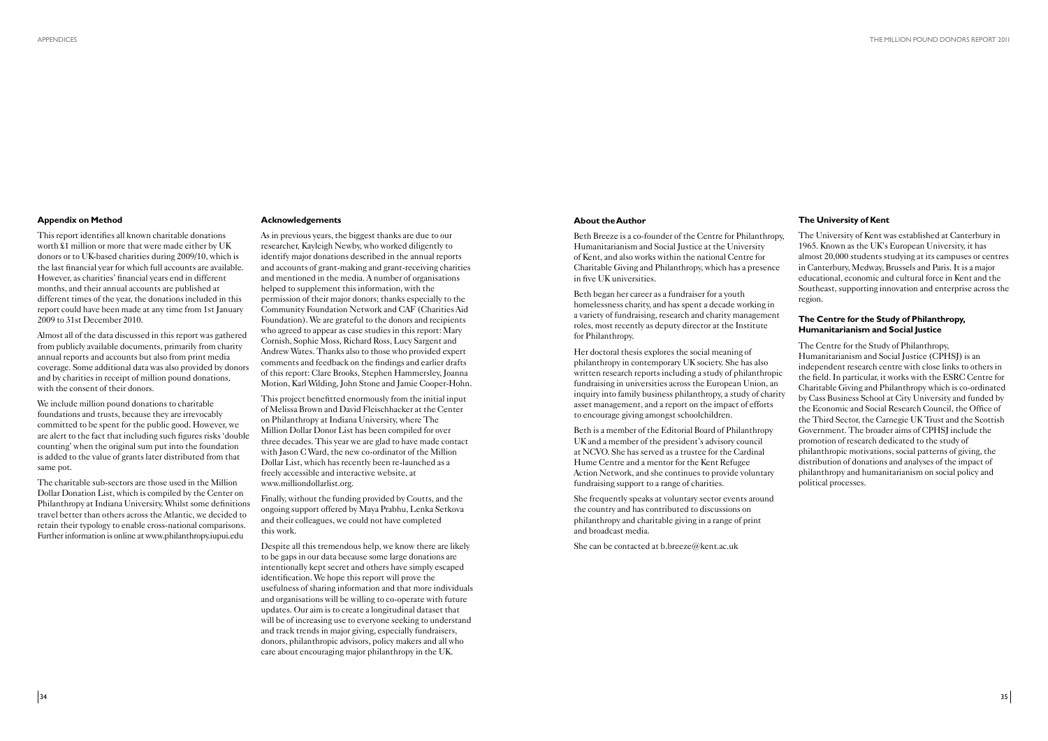## Appendix on Method

This report identifies all known charitable donations worth £1 million or more that were made either by UK donors or to UK-based charities during 2009/10, which is the last financial year for which full accounts are available. However, as charities' financial years end in different months, and their annual accounts are published at different times of the year, the donations included in this report could have been made at any time from 1st January 2009 to 31st December 2010.

Almost all of the data discussed in this report was gathered from publicly available documents, primarily from charity annual reports and accounts but also from print media coverage. Some additional data was also provided by donors and by charities in receipt of million pound donations, with the consent of their donors.

We include million pound donations to charitable foundations and trusts, because they are irrevocably committed to be spent for the public good. However, we are alert to the fact that including such figures risks 'double counting' when the original sum put into the foundation is added to the value of grants later distributed from that same pot.

The charitable sub-sectors are those used in the Million Dollar Donation List, which is compiled by the Center on Philanthropy at Indiana University. Whilst some definitions travel better than others across the Atlantic, we decided to retain their typology to enable cross-national comparisons. Further information is online at www.philanthropy.iupui.edu

## Acknowledgements

As in previous years, the biggest thanks are due to our researcher, Kayleigh Newby, who worked diligently to identify major donations described in the annual reports and accounts of grant-making and grant-receiving charities and mentioned in the media. A number of organisations helped to supplement this information, with the permission of their major donors; thanks especially to the Community Foundation Network and CAF (Charities Aid Foundation). We are grateful to the donors and recipients who agreed to appear as case studies in this report: Mary Cornish, Sophie Moss, Richard Ross, Lucy Sargent and Andrew Wates. Thanks also to those who provided expert comments and feedback on the findings and earlier drafts of this report: Clare Brooks, Stephen Hammersley, Joanna Motion, Karl Wilding, John Stone and Jamie Cooper-Hohn.

This project benefitted enormously from the initial input of Melissa Brown and David Fleischhacker at the Center on Philanthropy at Indiana University, where The Million Dollar Donor List has been compiled for over three decades. This year we are glad to have made contact with Jason C Ward, the new co-ordinator of the Million Dollar List, which has recently been re-launched as a freely accessible and interactive website, at www.milliondollarlist.org.

Finally, without the funding provided by Coutts, and the ongoing support offered by Maya Prabhu, Lenka Setkova and their colleagues, we could not have completed this work.

Despite all this tremendous help, we know there are likely to be gaps in our data because some large donations are intentionally kept secret and others have simply escaped identification. We hope this report will prove the usefulness of sharing information and that more individuals and organisations will be willing to co-operate with future updates. Our aim is to create a longitudinal dataset that will be of increasing use to everyone seeking to understand and track trends in major giving, especially fundraisers, donors, philanthropic advisors, policy makers and all who care about encouraging major philanthropy in the UK.

## About the Author

Beth Breeze is a co-founder of the Centre for Philanthropy, Humanitarianism and Social Justice at the University of Kent, and also works within the national Centre for Charitable Giving and Philanthropy, which has a presence in five UK universities.

Beth began her career as a fundraiser for a youth homelessness charity, and has spent a decade working in a variety of fundraising, research and charity management roles, most recently as deputy director at the Institute for Philanthropy.

Her doctoral thesis explores the social meaning of philanthropy in contemporary UK society. She has also written research reports including a study of philanthropic fundraising in universities across the European Union, an inquiry into family business philanthropy, a study of charity asset management, and a report on the impact of efforts to encourage giving amongst schoolchildren.

Beth is a member of the Editorial Board of Philanthropy UK and a member of the president's advisory council at NCVO. She has served as a trustee for the Cardinal Hume Centre and a mentor for the Kent Refugee Action Network, and she continues to provide voluntary fundraising support to a range of charities.

She frequently speaks at voluntary sector events around the country and has contributed to discussions on philanthropy and charitable giving in a range of print and broadcast media.

She can be contacted at b.breeze@kent.ac.uk

## The University of Kent

The University of Kent was established at Canterbury in 1965. Known as the UK's European University, it has almost 20,000 students studying at its campuses or centres in Canterbury, Medway, Brussels and Paris. It is a major educational, economic and cultural force in Kent and the Southeast, supporting innovation and enterprise across the region.

### The Centre for the Study of Philanthropy, Humanitarianism and Social Justice

The Centre for the Study of Philanthropy, Humanitarianism and Social Justice (CPHSJ) is an independent research centre with close links to others in the field. In particular, it works with the ESRC Centre for Charitable Giving and Philanthropy which is co-ordinated by Cass Business School at City University and funded by the Economic and Social Research Council, the Office of the Third Sector, the Carnegie UK Trust and the Scottish Government. The broader aims of CPHSJ include the promotion of research dedicated to the study of philanthropic motivations, social patterns of giving, the distribution of donations and analyses of the impact of philanthropy and humanitarianism on social policy and political processes.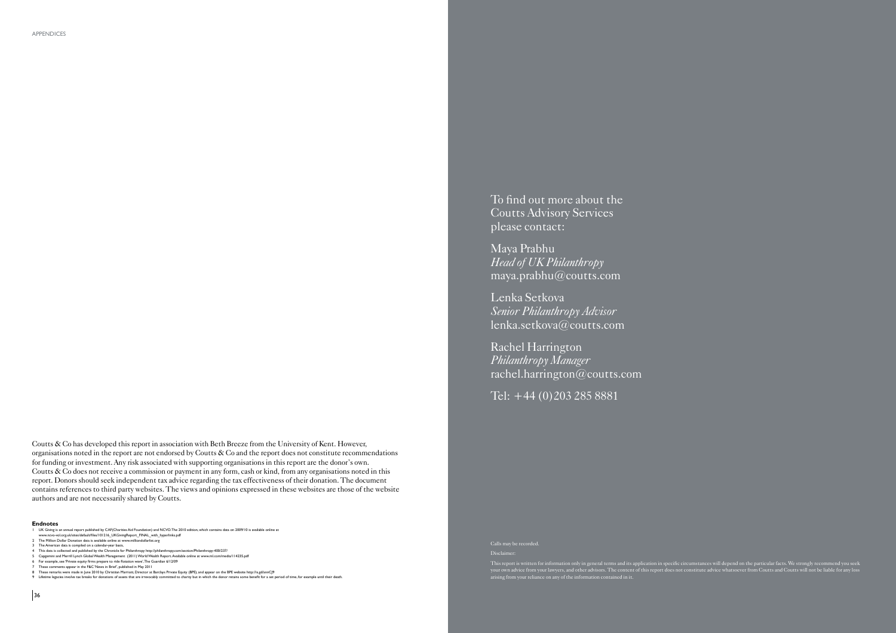Coutts & Co has developed this report in association with Beth Breeze from the University of Kent. However, organisations noted in the report are not endorsed by Coutts & Co and the report does not constitute recommendations for funding or investment. Any risk associated with supporting organisations in this report are the donor's own. Coutts & Co does not receive a commission or payment in any form, cash or kind, from any organisations noted in this report. Donors should seek independent tax advice regarding the tax effectiveness of their donation. The document contains references to third party websites. The views and opinions expressed in these websites are those of the website authors and are not necessarily shared by Coutts.

**Endnotes**

1. UK Giving is an annual report published by CAF (Charities Aid Foundation) and NCVO. The 2010 edition, which contains data on 2009/10 is available online at www.ncvo-vol.org.uk/sites/default/files/101216_UKGivingReport_FINAL_with_hyperlinks.pdf
2. The Million Dollar Donation data is available online at www.milliondollarlist.org
3. The American data is compiled on a calendar-year basis.
4. This data is collected and published by the Chronicle for Philanthropy http://philanthropy.com/section/Philanthropy-400/237/
5. Capgemini and Merrill Lynch Global Wealth Management (2011) World Wealth Report. Available online at www.ml.com/media/114235.pdf
6. For example, see 'Private equity firms prepare to ride flotation wave', The Guardian 6/12/09
7. These comments appear in the F&C 'News in Brief', published in May 2011
8. These remarks were made in June 2010 by Christian Marriott, Director at Barclays Private Equity (BPE), and appear on the BPE website http://is.gd/snnCJ9
9. Lifetime legacies involve tax breaks for donations of assets that are irrevocably committed to charity but in which the donor retains some benefit for a set period of time, for example until their death.

To find out more about the Coutts Advisory Services please contact:

Maya Prabhu
*Head of UK Philanthropy*
maya.prabhu@coutts.com

Lenka Setkova
*Senior Philanthropy Advisor*
lenka.setkova@coutts.com

Rachel Harrington
*Philanthropy Manager*
rachel.harrington@coutts.com

Tel: +44 (0)203 285 8881

Calls may be recorded.

Disclaimer:

This report is written for information only in general terms and its application in specific circumstances will depend on the particular facts. We strongly recommend you seek your own advice from your lawyers, and other advisors. The content of this report does not constitute advice whatsoever from Coutts and Coutts will not be liable for any loss arising from your reliance on any of the information contained in it.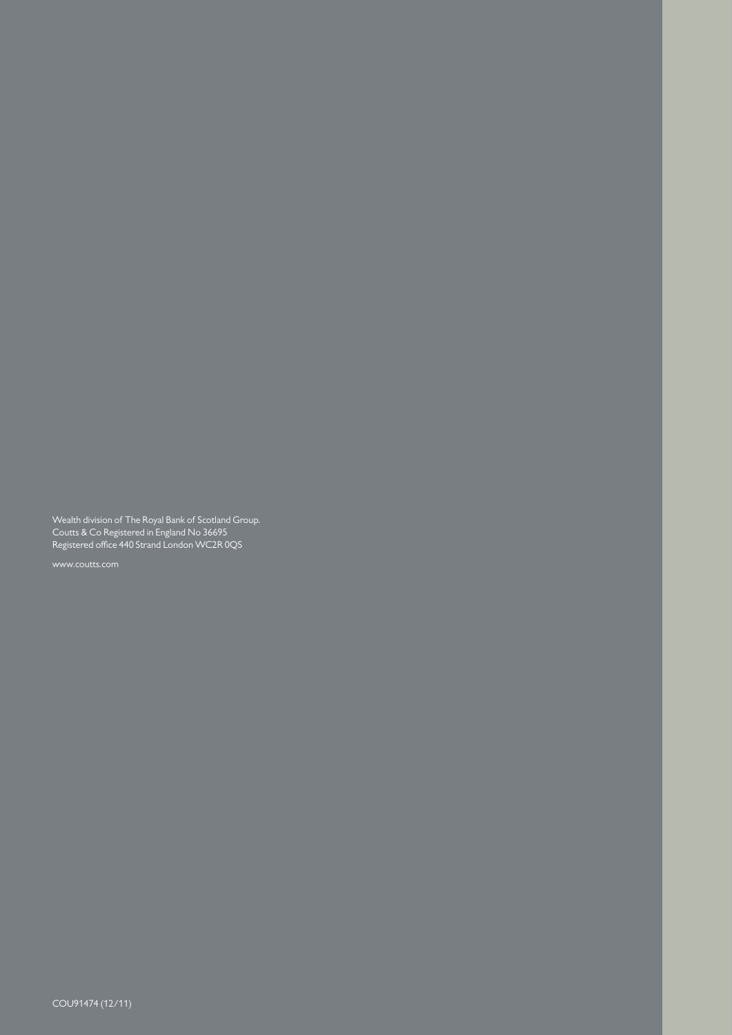Wealth division of The Royal Bank of Scotland Group.
Coutts & Co Registered in England No 36695
Registered office 440 Strand London WC2R 0QS

www.coutts.com

COU91474 (12/11)